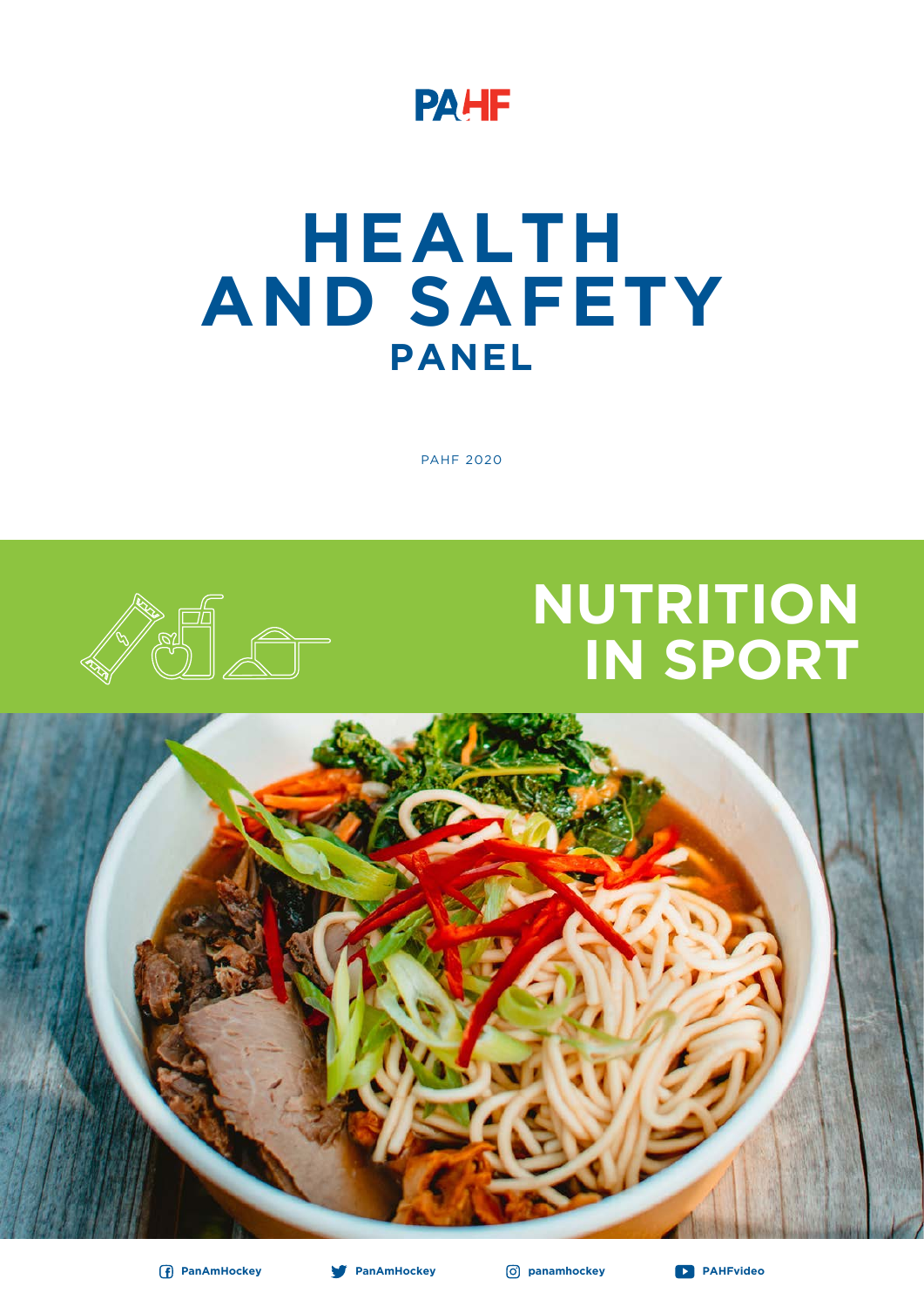PAHF

# HEALTH AND SAFETY PANEL

PAHF 2020

# NUTRITION IN SPORT

PanAmHockey PanAmHockey panamhockey PAHFvideo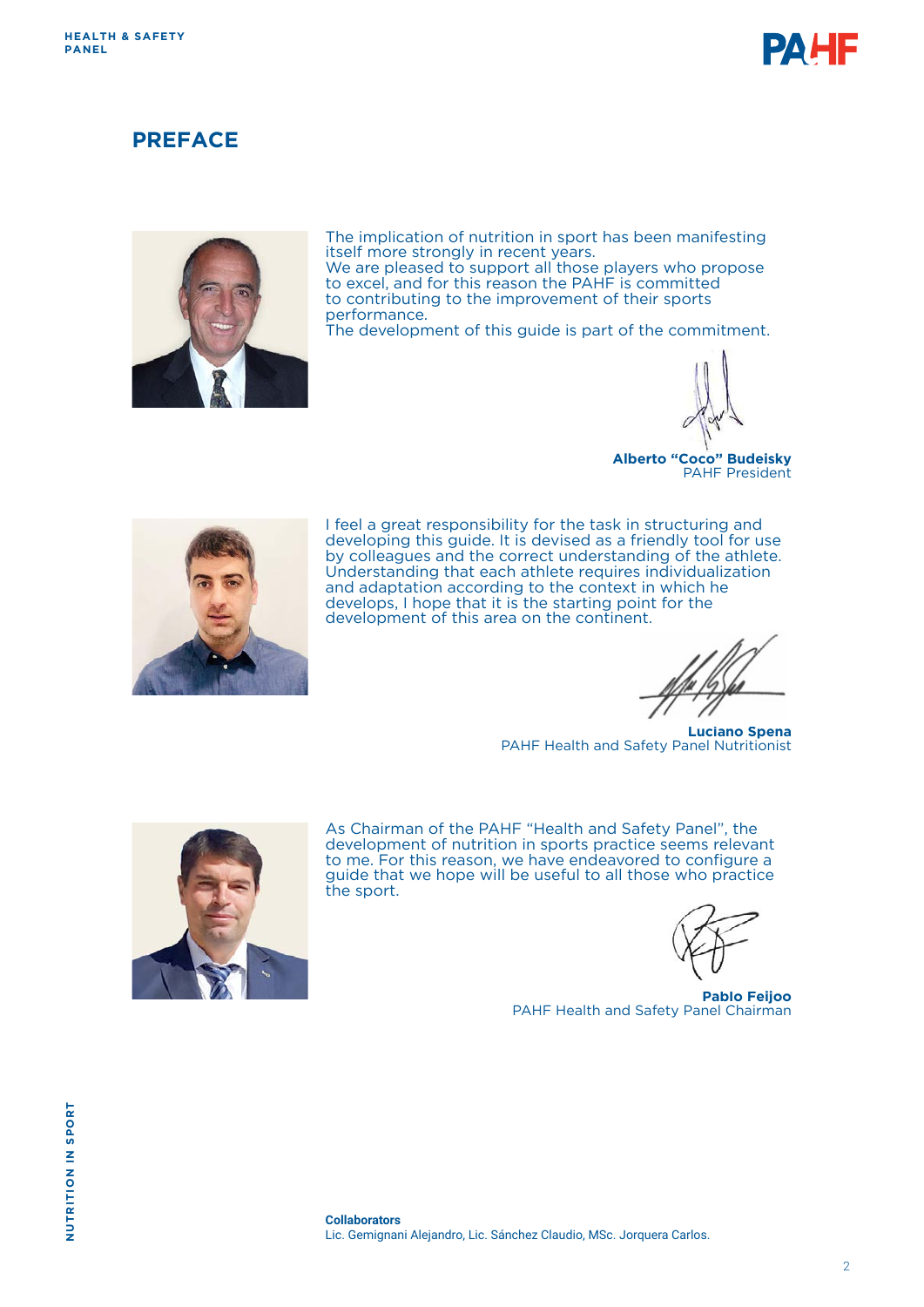# PREFACE

The implication of nutrition in sport has been manifesting itself more strongly in recent years.
We are pleased to support all those players who propose to excel, and for this reason the PAHF is committed to contributing to the improvement of their sports performance.
The development of this guide is part of the commitment.

**Alberto "Coco" Budeisky**
PAHF President

I feel a great responsibility for the task in structuring and developing this guide. It is devised as a friendly tool for use by colleagues and the correct understanding of the athlete. Understanding that each athlete requires individualization and adaptation according to the context in which he develops, I hope that it is the starting point for the development of this area on the continent.

**Luciano Spena**
PAHF Health and Safety Panel Nutritionist

As Chairman of the PAHF "Health and Safety Panel", the development of nutrition in sports practice seems relevant to me. For this reason, we have endeavored to configure a guide that we hope will be useful to all those who practice the sport.

**Pablo Feijoo**
PAHF Health and Safety Panel Chairman

**Collaborators**
Lic. Gemignani Alejandro, Lic. Sánchez Claudio, MSc. Jorquera Carlos.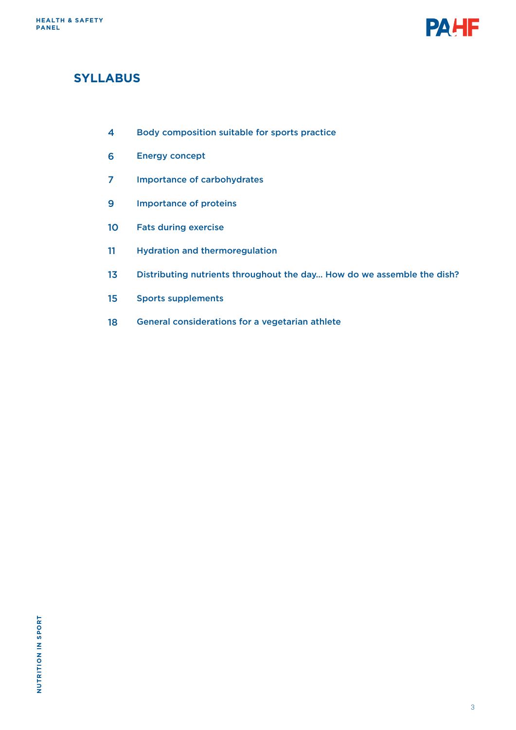## SYLLABUS

| | |
|---|---|
| 4 | Body composition suitable for sports practice |
| 6 | Energy concept |
| 7 | Importance of carbohydrates |
| 9 | Importance of proteins |
| 10 | Fats during exercise |
| 11 | Hydration and thermoregulation |
| 13 | Distributing nutrients throughout the day... How do we assemble the dish? |
| 15 | Sports supplements |
| 18 | General considerations for a vegetarian athlete |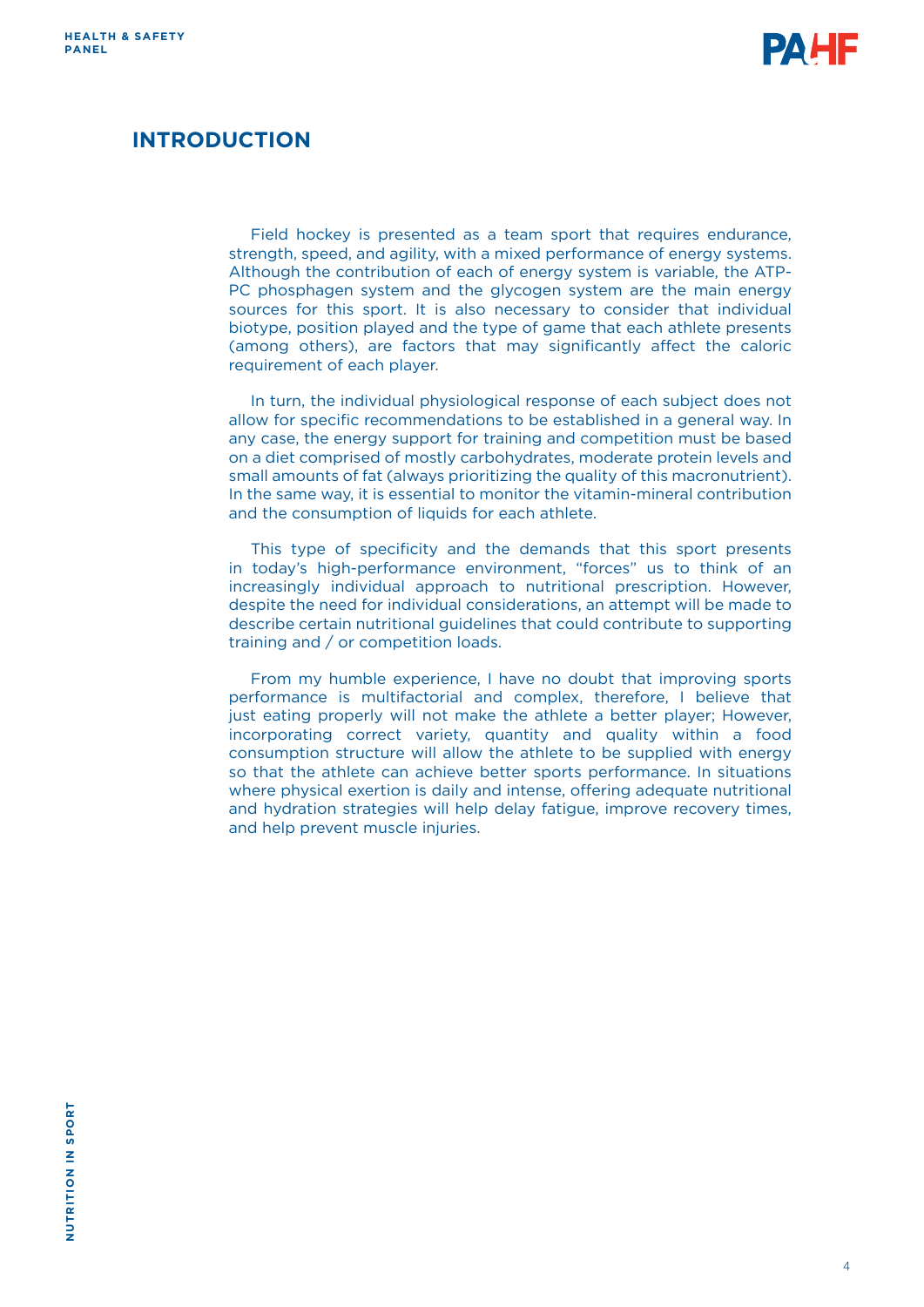## INTRODUCTION

Field hockey is presented as a team sport that requires endurance, strength, speed, and agility, with a mixed performance of energy systems. Although the contribution of each of energy system is variable, the ATP-PC phosphagen system and the glycogen system are the main energy sources for this sport. It is also necessary to consider that individual biotype, position played and the type of game that each athlete presents (among others), are factors that may significantly affect the caloric requirement of each player.

In turn, the individual physiological response of each subject does not allow for specific recommendations to be established in a general way. In any case, the energy support for training and competition must be based on a diet comprised of mostly carbohydrates, moderate protein levels and small amounts of fat (always prioritizing the quality of this macronutrient). In the same way, it is essential to monitor the vitamin-mineral contribution and the consumption of liquids for each athlete.

This type of specificity and the demands that this sport presents in today's high-performance environment, "forces" us to think of an increasingly individual approach to nutritional prescription. However, despite the need for individual considerations, an attempt will be made to describe certain nutritional guidelines that could contribute to supporting training and / or competition loads.

From my humble experience, I have no doubt that improving sports performance is multifactorial and complex, therefore, I believe that just eating properly will not make the athlete a better player; However, incorporating correct variety, quantity and quality within a food consumption structure will allow the athlete to be supplied with energy so that the athlete can achieve better sports performance. In situations where physical exertion is daily and intense, offering adequate nutritional and hydration strategies will help delay fatigue, improve recovery times, and help prevent muscle injuries.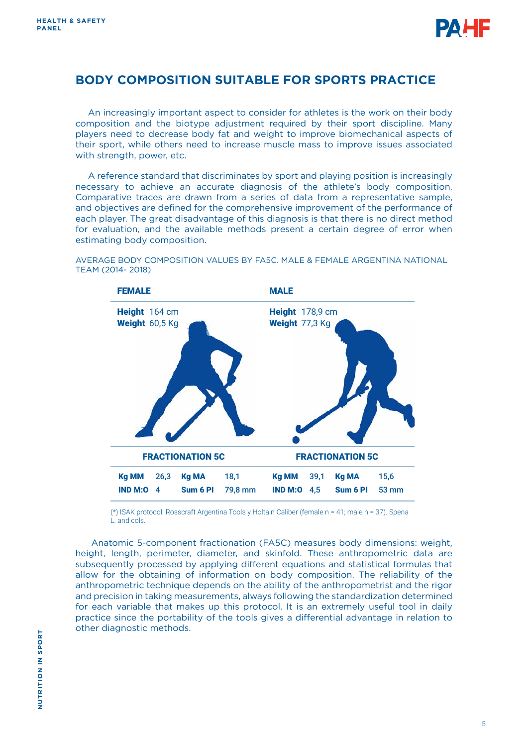## BODY COMPOSITION SUITABLE FOR SPORTS PRACTICE

An increasingly important aspect to consider for athletes is the work on their body composition and the biotype adjustment required by their sport discipline. Many players need to decrease body fat and weight to improve biomechanical aspects of their sport, while others need to increase muscle mass to improve issues associated with strength, power, etc.

A reference standard that discriminates by sport and playing position is increasingly necessary to achieve an accurate diagnosis of the athlete's body composition. Comparative traces are drawn from a series of data from a representative sample, and objectives are defined for the comprehensive improvement of the performance of each player. The great disadvantage of this diagnosis is that there is no direct method for evaluation, and the available methods present a certain degree of error when estimating body composition.

AVERAGE BODY COMPOSITION VALUES BY FA5C. MALE & FEMALE ARGENTINA NATIONAL TEAM (2014- 2018)

| **FEMALE** | | | | **MALE** | | | |
|---|---|---|---|---|---|---|---|
| **Height** 164 cm | | | | **Height** 178,9 cm | | | |
| **Weight** 60,5 Kg | | | | **Weight** 77,3 Kg | | | |
| **FRACTIONATION 5C** | | | | **FRACTIONATION 5C** | | | |
| **Kg MM** | 26,3 | **Kg MA** | 18,1 | **Kg MM** | 39,1 | **Kg MA** | 15,6 |
| **IND M:O** | 4 | **Sum 6 Pl** | 79,8 mm | **IND M:O** | 4,5 | **Sum 6 Pl** | 53 mm |

(*) ISAK protocol. Rosscraft Argentina Tools y Holtain Caliber (female n = 41; male n = 37). Spena L. and cols.

Anatomic 5-component fractionation (FA5C) measures body dimensions: weight, height, length, perimeter, diameter, and skinfold. These anthropometric data are subsequently processed by applying different equations and statistical formulas that allow for the obtaining of information on body composition. The reliability of the anthropometric technique depends on the ability of the anthropometrist and the rigor and precision in taking measurements, always following the standardization determined for each variable that makes up this protocol. It is an extremely useful tool in daily practice since the portability of the tools gives a differential advantage in relation to other diagnostic methods.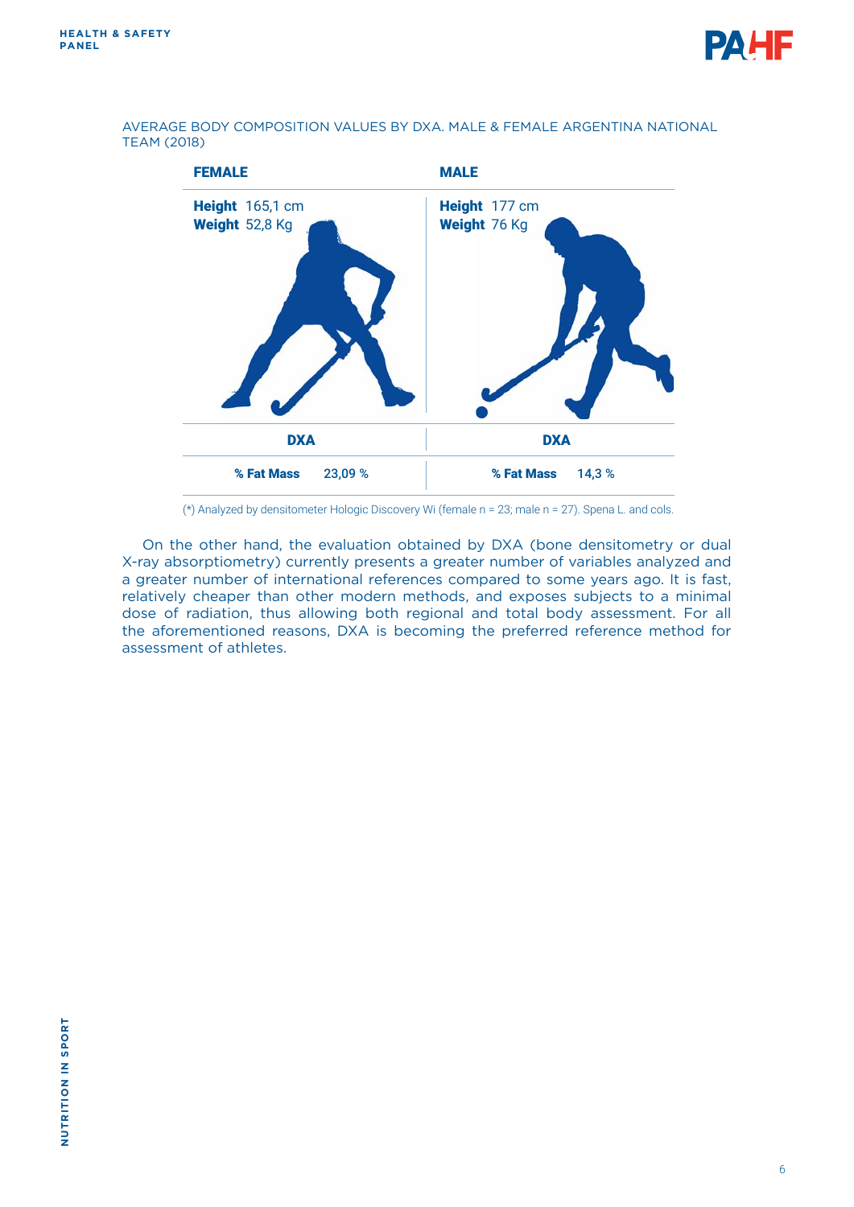AVERAGE BODY COMPOSITION VALUES BY DXA. MALE & FEMALE ARGENTINA NATIONAL TEAM (2018)

| FEMALE | MALE |
|---|---|
| **Height** 165,1 cm<br>**Weight** 52,8 Kg | **Height** 177 cm<br>**Weight** 76 Kg |
| **DXA** | **DXA** |
| **% Fat Mass** 23,09 % | **% Fat Mass** 14,3 % |

(*) Analyzed by densitometer Hologic Discovery Wi (female n = 23; male n = 27). Spena L. and cols.

On the other hand, the evaluation obtained by DXA (bone densitometry or dual X-ray absorptiometry) currently presents a greater number of variables analyzed and a greater number of international references compared to some years ago. It is fast, relatively cheaper than other modern methods, and exposes subjects to a minimal dose of radiation, thus allowing both regional and total body assessment. For all the aforementioned reasons, DXA is becoming the preferred reference method for assessment of athletes.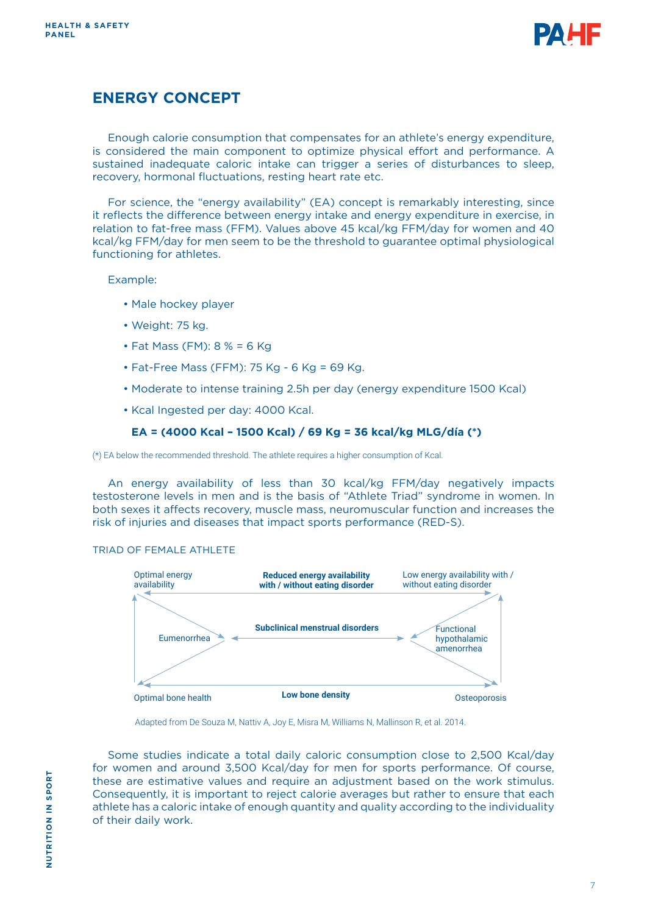## ENERGY CONCEPT

Enough calorie consumption that compensates for an athlete's energy expenditure, is considered the main component to optimize physical effort and performance. A sustained inadequate caloric intake can trigger a series of disturbances to sleep, recovery, hormonal fluctuations, resting heart rate etc.

For science, the "energy availability" (EA) concept is remarkably interesting, since it reflects the difference between energy intake and energy expenditure in exercise, in relation to fat-free mass (FFM). Values above 45 kcal/kg FFM/day for women and 40 kcal/kg FFM/day for men seem to be the threshold to guarantee optimal physiological functioning for athletes.

Example:

- Male hockey player
- Weight: 75 kg.
- Fat Mass (FM): 8 % = 6 Kg
- Fat-Free Mass (FFM): 75 Kg - 6 Kg = 69 Kg.
- Moderate to intense training 2.5h per day (energy expenditure 1500 Kcal)
- Kcal Ingested per day: 4000 Kcal.

**EA = (4000 Kcal – 1500 Kcal) / 69 Kg = 36 kcal/kg MLG/día (*)**

(*) EA below the recommended threshold. The athlete requires a higher consumption of Kcal.

An energy availability of less than 30 kcal/kg FFM/day negatively impacts testosterone levels in men and is the basis of "Athlete Triad" syndrome in women. In both sexes it affects recovery, muscle mass, neuromuscular function and increases the risk of injuries and diseases that impact sports performance (RED-S).

TRIAD OF FEMALE ATHLETE

Optimal energy availability — **Reduced energy availability with / without eating disorder** — Low energy availability with / without eating disorder

Eumenorrhea — **Subclinical menstrual disorders** — Functional hypothalamic amenorrhea

Optimal bone health — **Low bone density** — Osteoporosis

Adapted from De Souza M, Nattiv A, Joy E, Misra M, Williams N, Mallinson R, et al. 2014.

Some studies indicate a total daily caloric consumption close to 2,500 Kcal/day for women and around 3,500 Kcal/day for men for sports performance. Of course, these are estimative values and require an adjustment based on the work stimulus. Consequently, it is important to reject calorie averages but rather to ensure that each athlete has a caloric intake of enough quantity and quality according to the individuality of their daily work.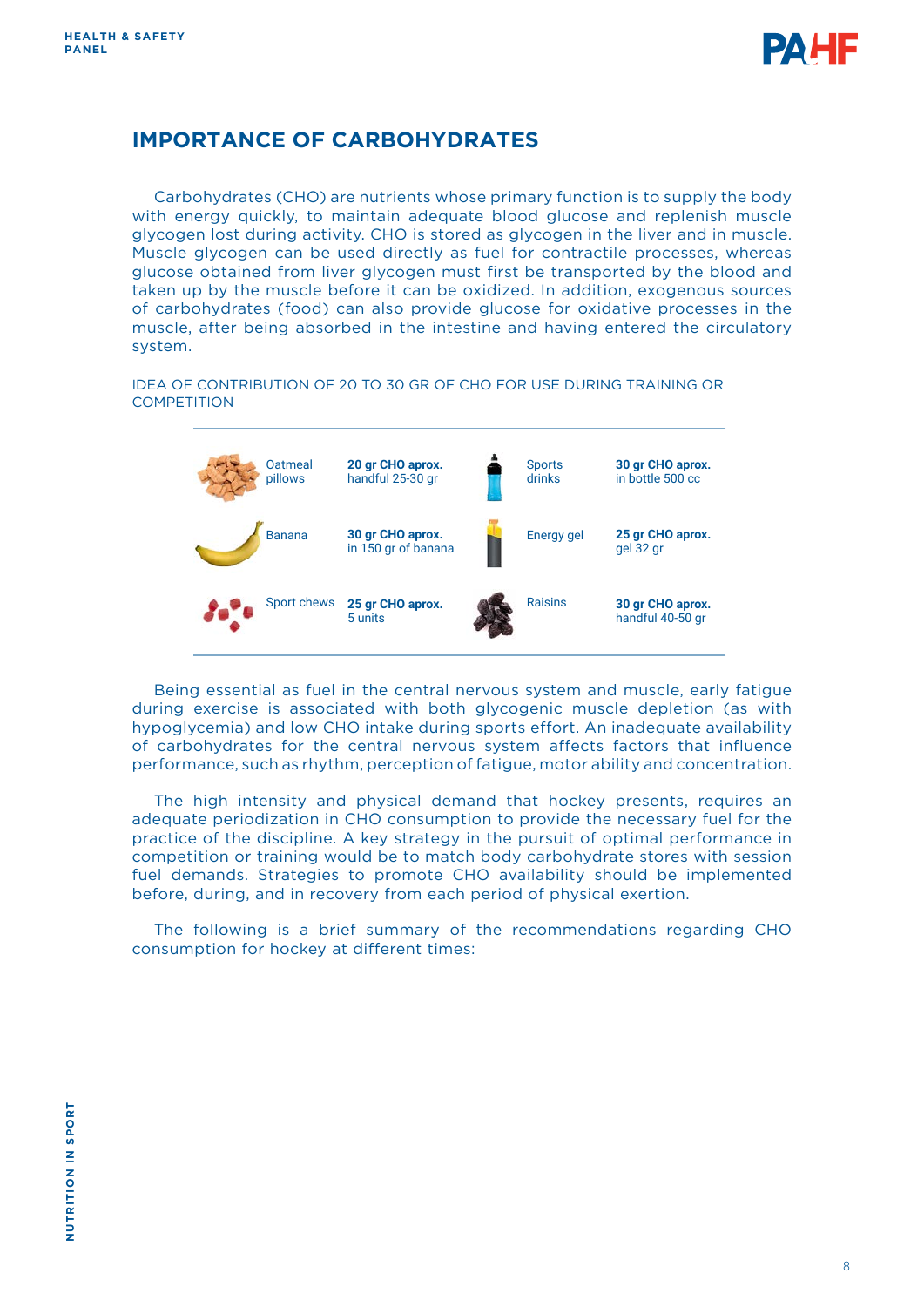# IMPORTANCE OF CARBOHYDRATES

Carbohydrates (CHO) are nutrients whose primary function is to supply the body with energy quickly, to maintain adequate blood glucose and replenish muscle glycogen lost during activity. CHO is stored as glycogen in the liver and in muscle. Muscle glycogen can be used directly as fuel for contractile processes, whereas glucose obtained from liver glycogen must first be transported by the blood and taken up by the muscle before it can be oxidized. In addition, exogenous sources of carbohydrates (food) can also provide glucose for oxidative processes in the muscle, after being absorbed in the intestine and having entered the circulatory system.

IDEA OF CONTRIBUTION OF 20 TO 30 GR OF CHO FOR USE DURING TRAINING OR COMPETITION

| Food | CHO | Food | CHO |
|---|---|---|---|
| Oatmeal pillows | **20 gr CHO aprox.** handful 25-30 gr | Sports drinks | **30 gr CHO aprox.** in bottle 500 cc |
| Banana | **30 gr CHO aprox.** in 150 gr of banana | Energy gel | **25 gr CHO aprox.** gel 32 gr |
| Sport chews | **25 gr CHO aprox.** 5 units | Raisins | **30 gr CHO aprox.** handful 40-50 gr |

Being essential as fuel in the central nervous system and muscle, early fatigue during exercise is associated with both glycogenic muscle depletion (as with hypoglycemia) and low CHO intake during sports effort. An inadequate availability of carbohydrates for the central nervous system affects factors that influence performance, such as rhythm, perception of fatigue, motor ability and concentration.

The high intensity and physical demand that hockey presents, requires an adequate periodization in CHO consumption to provide the necessary fuel for the practice of the discipline. A key strategy in the pursuit of optimal performance in competition or training would be to match body carbohydrate stores with session fuel demands. Strategies to promote CHO availability should be implemented before, during, and in recovery from each period of physical exertion.

The following is a brief summary of the recommendations regarding CHO consumption for hockey at different times: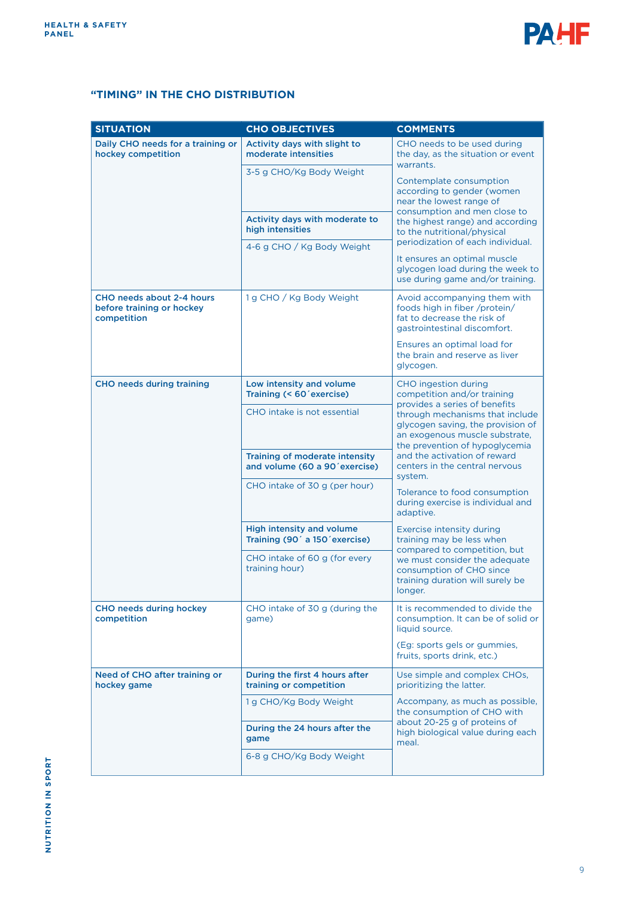## "TIMING" IN THE CHO DISTRIBUTION

| SITUATION | CHO OBJECTIVES | COMMENTS |
| --- | --- | --- |
| **Daily CHO needs for a training or hockey competition** | **Activity days with slight to moderate intensities**<br>3-5 g CHO/Kg Body Weight<br>**Activity days with moderate to high intensities**<br>4-6 g CHO / Kg Body Weight | CHO needs to be used during the day, as the situation or event warrants.<br>Contemplate consumption according to gender (women near the lowest range of consumption and men close to the highest range) and according to the nutritional/physical periodization of each individual.<br>It ensures an optimal muscle glycogen load during the week to use during game and/or training. |
| **CHO needs about 2-4 hours before training or hockey competition** | 1 g CHO / Kg Body Weight | Avoid accompanying them with foods high in fiber /protein/ fat to decrease the risk of gastrointestinal discomfort.<br>Ensures an optimal load for the brain and reserve as liver glycogen. |
| **CHO needs during training** | **Low intensity and volume Training (< 60´exercise)**<br>CHO intake is not essential<br>**Training of moderate intensity and volume (60 a 90´exercise)**<br>CHO intake of 30 g (per hour)<br>**High intensity and volume Training (90´ a 150´exercise)**<br>CHO intake of 60 g (for every training hour) | CHO ingestion during competition and/or training provides a series of benefits through mechanisms that include glycogen saving, the provision of an exogenous muscle substrate, the prevention of hypoglycemia and the activation of reward centers in the central nervous system.<br>Tolerance to food consumption during exercise is individual and adaptive.<br>Exercise intensity during training may be less when compared to competition, but we must consider the adequate consumption of CHO since training duration will surely be longer. |
| **CHO needs during hockey competition** | CHO intake of 30 g (during the game) | It is recommended to divide the consumption. It can be of solid or liquid source.<br>(Eg: sports gels or gummies, fruits, sports drink, etc.) |
| **Need of CHO after training or hockey game** | **During the first 4 hours after training or competition**<br>1 g CHO/Kg Body Weight<br>**During the 24 hours after the game**<br>6-8 g CHO/Kg Body Weight | Use simple and complex CHOs, prioritizing the latter.<br>Accompany, as much as possible, the consumption of CHO with about 20-25 g of proteins of high biological value during each meal. |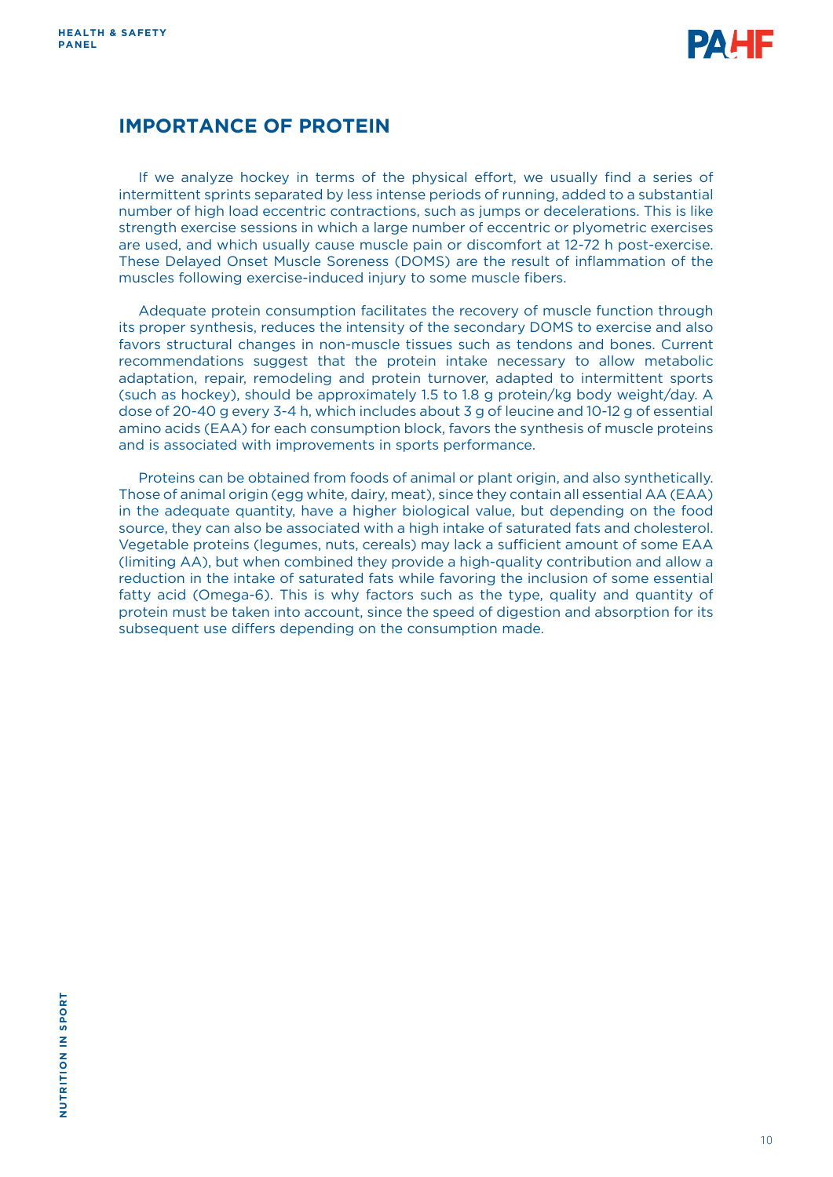## IMPORTANCE OF PROTEIN

If we analyze hockey in terms of the physical effort, we usually find a series of intermittent sprints separated by less intense periods of running, added to a substantial number of high load eccentric contractions, such as jumps or decelerations. This is like strength exercise sessions in which a large number of eccentric or plyometric exercises are used, and which usually cause muscle pain or discomfort at 12-72 h post-exercise. These Delayed Onset Muscle Soreness (DOMS) are the result of inflammation of the muscles following exercise-induced injury to some muscle fibers.

Adequate protein consumption facilitates the recovery of muscle function through its proper synthesis, reduces the intensity of the secondary DOMS to exercise and also favors structural changes in non-muscle tissues such as tendons and bones. Current recommendations suggest that the protein intake necessary to allow metabolic adaptation, repair, remodeling and protein turnover, adapted to intermittent sports (such as hockey), should be approximately 1.5 to 1.8 g protein/kg body weight/day. A dose of 20-40 g every 3-4 h, which includes about 3 g of leucine and 10-12 g of essential amino acids (EAA) for each consumption block, favors the synthesis of muscle proteins and is associated with improvements in sports performance.

Proteins can be obtained from foods of animal or plant origin, and also synthetically. Those of animal origin (egg white, dairy, meat), since they contain all essential AA (EAA) in the adequate quantity, have a higher biological value, but depending on the food source, they can also be associated with a high intake of saturated fats and cholesterol. Vegetable proteins (legumes, nuts, cereals) may lack a sufficient amount of some EAA (limiting AA), but when combined they provide a high-quality contribution and allow a reduction in the intake of saturated fats while favoring the inclusion of some essential fatty acid (Omega-6). This is why factors such as the type, quality and quantity of protein must be taken into account, since the speed of digestion and absorption for its subsequent use differs depending on the consumption made.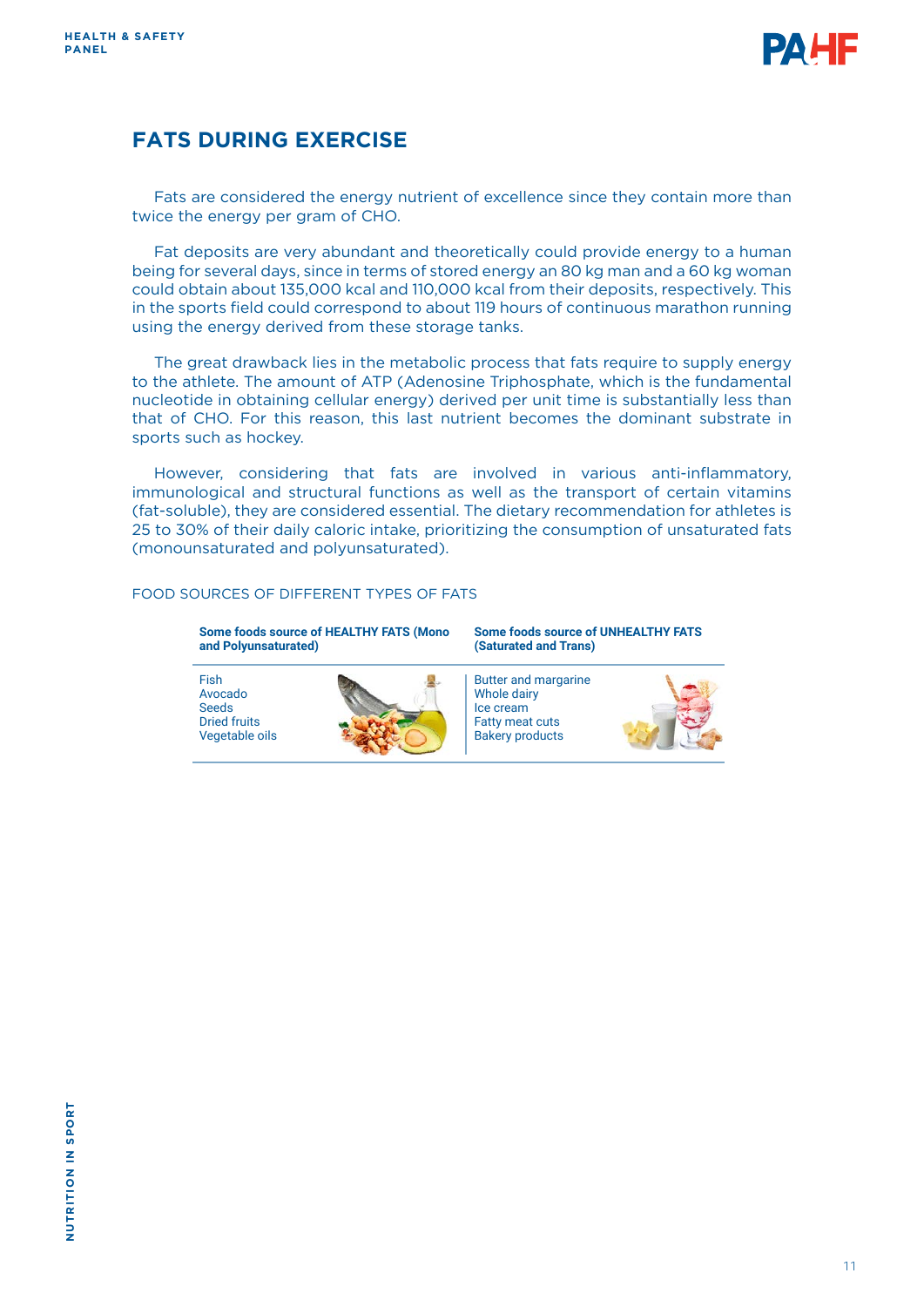## FATS DURING EXERCISE

Fats are considered the energy nutrient of excellence since they contain more than twice the energy per gram of CHO.

Fat deposits are very abundant and theoretically could provide energy to a human being for several days, since in terms of stored energy an 80 kg man and a 60 kg woman could obtain about 135,000 kcal and 110,000 kcal from their deposits, respectively. This in the sports field could correspond to about 119 hours of continuous marathon running using the energy derived from these storage tanks.

The great drawback lies in the metabolic process that fats require to supply energy to the athlete. The amount of ATP (Adenosine Triphosphate, which is the fundamental nucleotide in obtaining cellular energy) derived per unit time is substantially less than that of CHO. For this reason, this last nutrient becomes the dominant substrate in sports such as hockey.

However, considering that fats are involved in various anti-inflammatory, immunological and structural functions as well as the transport of certain vitamins (fat-soluble), they are considered essential. The dietary recommendation for athletes is 25 to 30% of their daily caloric intake, prioritizing the consumption of unsaturated fats (monounsaturated and polyunsaturated).

FOOD SOURCES OF DIFFERENT TYPES OF FATS

| Some foods source of HEALTHY FATS (Mono and Polyunsaturated) | Some foods source of UNHEALTHY FATS (Saturated and Trans) |
|---|---|
| Fish<br>Avocado<br>Seeds<br>Dried fruits<br>Vegetable oils | Butter and margarine<br>Whole dairy<br>Ice cream<br>Fatty meat cuts<br>Bakery products |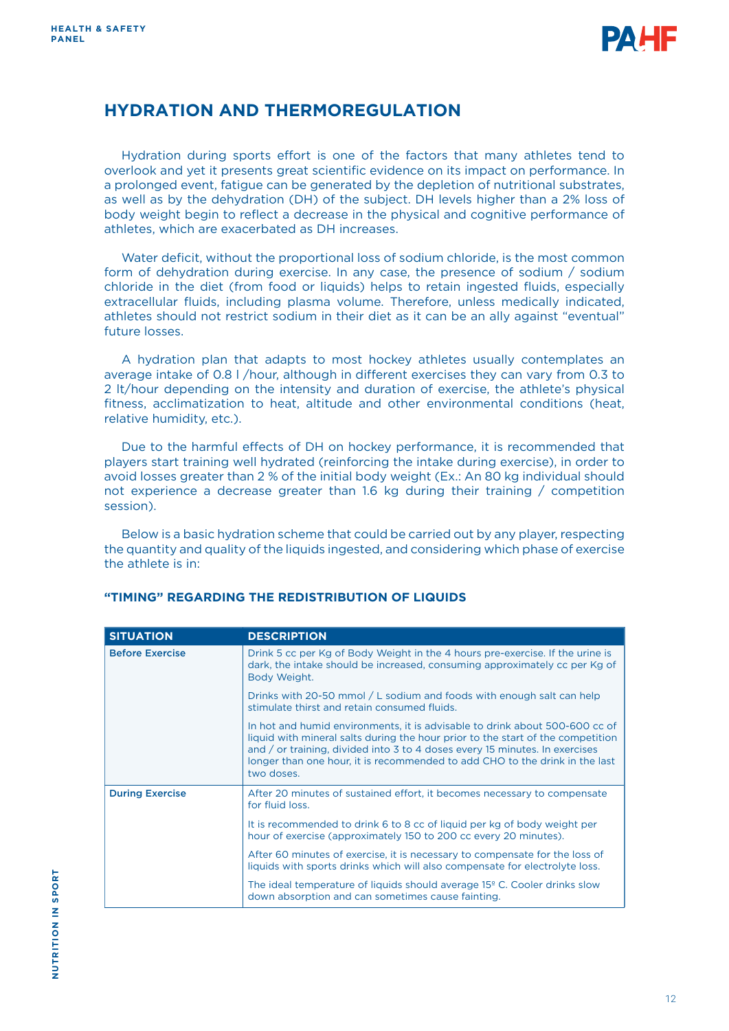## HYDRATION AND THERMOREGULATION

Hydration during sports effort is one of the factors that many athletes tend to overlook and yet it presents great scientific evidence on its impact on performance. In a prolonged event, fatigue can be generated by the depletion of nutritional substrates, as well as by the dehydration (DH) of the subject. DH levels higher than a 2% loss of body weight begin to reflect a decrease in the physical and cognitive performance of athletes, which are exacerbated as DH increases.

Water deficit, without the proportional loss of sodium chloride, is the most common form of dehydration during exercise. In any case, the presence of sodium / sodium chloride in the diet (from food or liquids) helps to retain ingested fluids, especially extracellular fluids, including plasma volume. Therefore, unless medically indicated, athletes should not restrict sodium in their diet as it can be an ally against "eventual" future losses.

A hydration plan that adapts to most hockey athletes usually contemplates an average intake of 0.8 l /hour, although in different exercises they can vary from 0.3 to 2 lt/hour depending on the intensity and duration of exercise, the athlete's physical fitness, acclimatization to heat, altitude and other environmental conditions (heat, relative humidity, etc.).

Due to the harmful effects of DH on hockey performance, it is recommended that players start training well hydrated (reinforcing the intake during exercise), in order to avoid losses greater than 2 % of the initial body weight (Ex.: An 80 kg individual should not experience a decrease greater than 1.6 kg during their training / competition session).

Below is a basic hydration scheme that could be carried out by any player, respecting the quantity and quality of the liquids ingested, and considering which phase of exercise the athlete is in:

### "TIMING" REGARDING THE REDISTRIBUTION OF LIQUIDS

| SITUATION | DESCRIPTION |
|---|---|
| **Before Exercise** | Drink 5 cc per Kg of Body Weight in the 4 hours pre-exercise. If the urine is dark, the intake should be increased, consuming approximately cc per Kg of Body Weight. |
| | Drinks with 20-50 mmol / L sodium and foods with enough salt can help stimulate thirst and retain consumed fluids. |
| | In hot and humid environments, it is advisable to drink about 500-600 cc of liquid with mineral salts during the hour prior to the start of the competition and / or training, divided into 3 to 4 doses every 15 minutes. In exercises longer than one hour, it is recommended to add CHO to the drink in the last two doses. |
| **During Exercise** | After 20 minutes of sustained effort, it becomes necessary to compensate for fluid loss. |
| | It is recommended to drink 6 to 8 cc of liquid per kg of body weight per hour of exercise (approximately 150 to 200 cc every 20 minutes). |
| | After 60 minutes of exercise, it is necessary to compensate for the loss of liquids with sports drinks which will also compensate for electrolyte loss. |
| | The ideal temperature of liquids should average 15º C. Cooler drinks slow down absorption and can sometimes cause fainting. |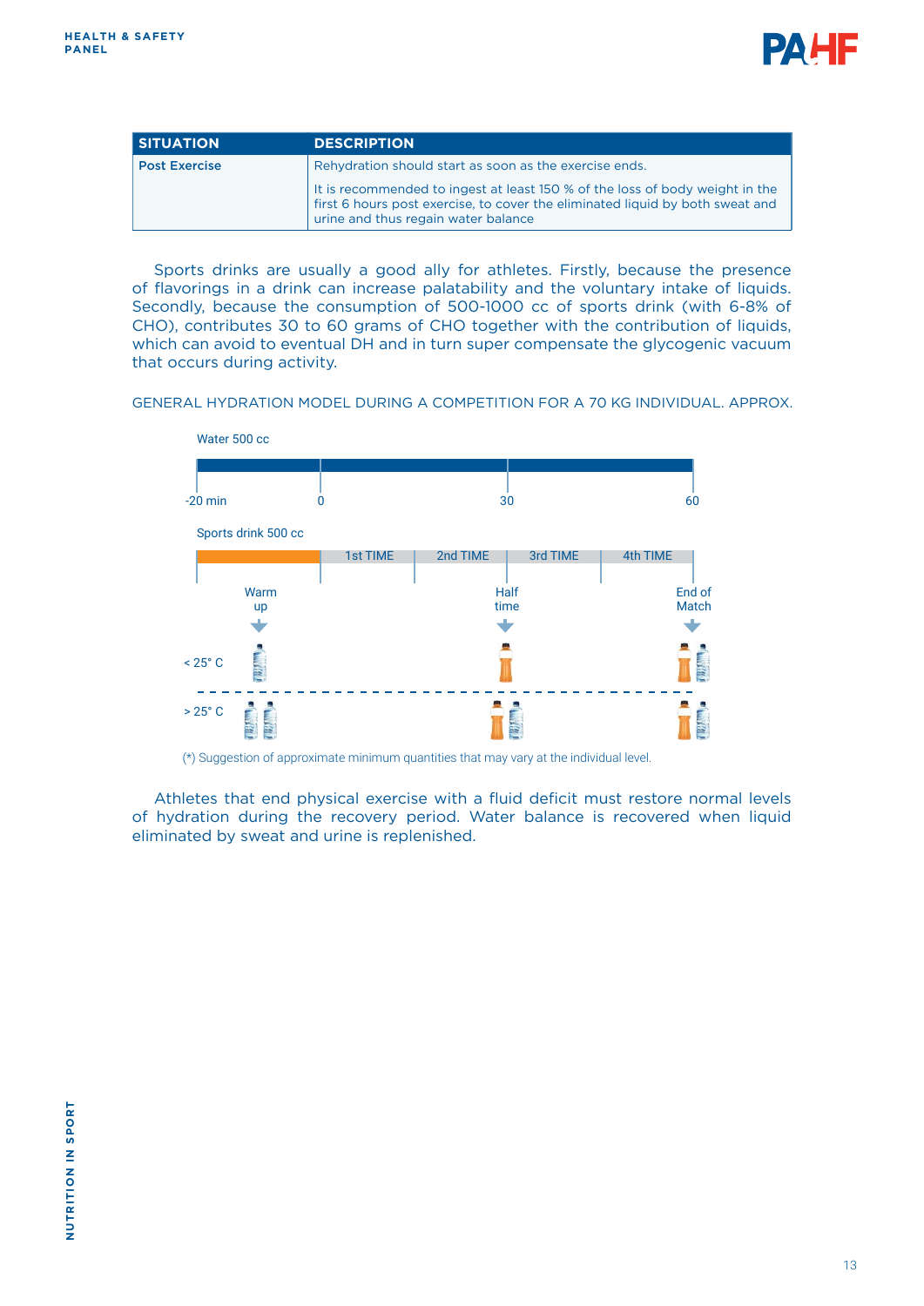| SITUATION | DESCRIPTION |
|---|---|
| **Post Exercise** | Rehydration should start as soon as the exercise ends.<br><br>It is recommended to ingest at least 150 % of the loss of body weight in the first 6 hours post exercise, to cover the eliminated liquid by both sweat and urine and thus regain water balance |

Sports drinks are usually a good ally for athletes. Firstly, because the presence of flavorings in a drink can increase palatability and the voluntary intake of liquids. Secondly, because the consumption of 500-1000 cc of sports drink (with 6-8% of CHO), contributes 30 to 60 grams of CHO together with the contribution of liquids, which can avoid to eventual DH and in turn super compensate the glycogenic vacuum that occurs during activity.

GENERAL HYDRATION MODEL DURING A COMPETITION FOR A 70 KG INDIVIDUAL. APPROX.

Water 500 cc

-20 min | 0 | 30 | 60

Sports drink 500 cc

1st TIME | 2nd TIME | 3rd TIME | 4th TIME

Warm up | Half time | End of Match

< 25° C

> 25° C

(*) Suggestion of approximate minimum quantities that may vary at the individual level.

Athletes that end physical exercise with a fluid deficit must restore normal levels of hydration during the recovery period. Water balance is recovered when liquid eliminated by sweat and urine is replenished.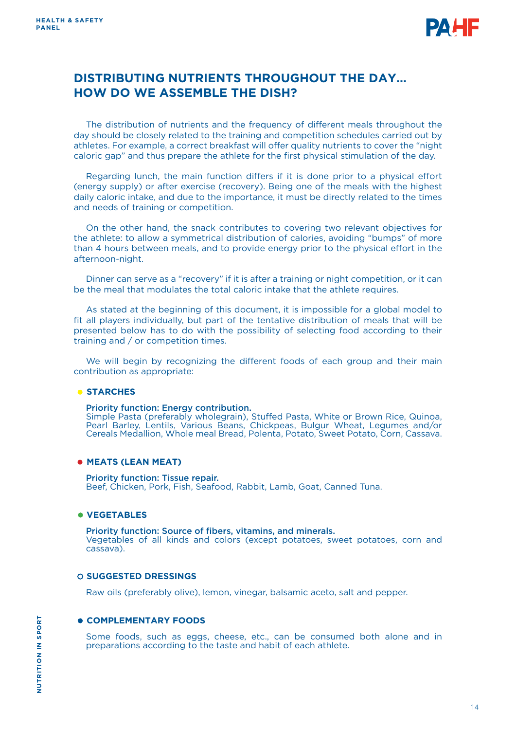## DISTRIBUTING NUTRIENTS THROUGHOUT THE DAY... HOW DO WE ASSEMBLE THE DISH?

The distribution of nutrients and the frequency of different meals throughout the day should be closely related to the training and competition schedules carried out by athletes. For example, a correct breakfast will offer quality nutrients to cover the "night caloric gap" and thus prepare the athlete for the first physical stimulation of the day.

Regarding lunch, the main function differs if it is done prior to a physical effort (energy supply) or after exercise (recovery). Being one of the meals with the highest daily caloric intake, and due to the importance, it must be directly related to the times and needs of training or competition.

On the other hand, the snack contributes to covering two relevant objectives for the athlete: to allow a symmetrical distribution of calories, avoiding "bumps" of more than 4 hours between meals, and to provide energy prior to the physical effort in the afternoon-night.

Dinner can serve as a "recovery" if it is after a training or night competition, or it can be the meal that modulates the total caloric intake that the athlete requires.

As stated at the beginning of this document, it is impossible for a global model to fit all players individually, but part of the tentative distribution of meals that will be presented below has to do with the possibility of selecting food according to their training and / or competition times.

We will begin by recognizing the different foods of each group and their main contribution as appropriate:

- **STARCHES**

  **Priority function: Energy contribution.**
  Simple Pasta (preferably wholegrain), Stuffed Pasta, White or Brown Rice, Quinoa, Pearl Barley, Lentils, Various Beans, Chickpeas, Bulgur Wheat, Legumes and/or Cereals Medallion, Whole meal Bread, Polenta, Potato, Sweet Potato, Corn, Cassava.

- **MEATS (LEAN MEAT)**

  **Priority function: Tissue repair.**
  Beef, Chicken, Pork, Fish, Seafood, Rabbit, Lamb, Goat, Canned Tuna.

- **VEGETABLES**

  **Priority function: Source of fibers, vitamins, and minerals.**
  Vegetables of all kinds and colors (except potatoes, sweet potatoes, corn and cassava).

- **SUGGESTED DRESSINGS**

  Raw oils (preferably olive), lemon, vinegar, balsamic aceto, salt and pepper.

- **COMPLEMENTARY FOODS**

  Some foods, such as eggs, cheese, etc., can be consumed both alone and in preparations according to the taste and habit of each athlete.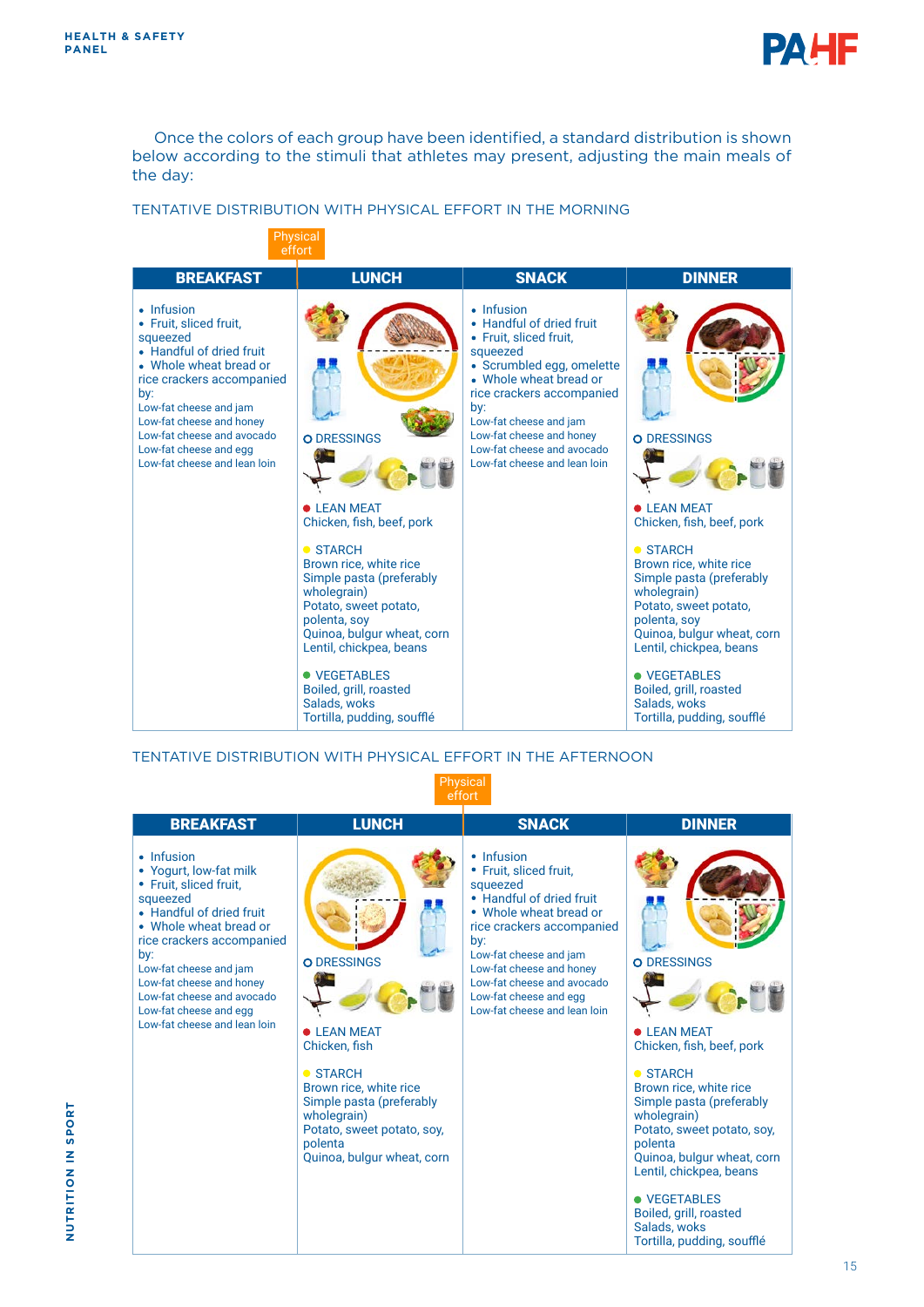Once the colors of each group have been identified, a standard distribution is shown below according to the stimuli that athletes may present, adjusting the main meals of the day:

TENTATIVE DISTRIBUTION WITH PHYSICAL EFFORT IN THE MORNING

Physical effort

| BREAKFAST | LUNCH | SNACK | DINNER |
|---|---|---|---|
| • Infusion<br>• Fruit, sliced fruit, squeezed<br>• Handful of dried fruit<br>• Whole wheat bread or rice crackers accompanied by:<br>Low-fat cheese and jam<br>Low-fat cheese and honey<br>Low-fat cheese and avocado<br>Low-fat cheese and egg<br>Low-fat cheese and lean loin | O DRESSINGS<br><br>● LEAN MEAT<br>Chicken, fish, beef, pork<br><br>● STARCH<br>Brown rice, white rice<br>Simple pasta (preferably wholegrain)<br>Potato, sweet potato, polenta, soy<br>Quinoa, bulgur wheat, corn<br>Lentil, chickpea, beans<br><br>● VEGETABLES<br>Boiled, grill, roasted<br>Salads, woks<br>Tortilla, pudding, soufflé | • Infusion<br>• Handful of dried fruit<br>• Fruit, sliced fruit, squeezed<br>• Scrumbled egg, omelette<br>• Whole wheat bread or rice crackers accompanied by:<br>Low-fat cheese and jam<br>Low-fat cheese and honey<br>Low-fat cheese and avocado<br>Low-fat cheese and lean loin | O DRESSINGS<br><br>● LEAN MEAT<br>Chicken, fish, beef, pork<br><br>● STARCH<br>Brown rice, white rice<br>Simple pasta (preferably wholegrain)<br>Potato, sweet potato, polenta, soy<br>Quinoa, bulgur wheat, corn<br>Lentil, chickpea, beans<br><br>● VEGETABLES<br>Boiled, grill, roasted<br>Salads, woks<br>Tortilla, pudding, soufflé |

TENTATIVE DISTRIBUTION WITH PHYSICAL EFFORT IN THE AFTERNOON

Physical effort

| BREAKFAST | LUNCH | SNACK | DINNER |
|---|---|---|---|
| • Infusion<br>• Yogurt, low-fat milk<br>• Fruit, sliced fruit, squeezed<br>• Handful of dried fruit<br>• Whole wheat bread or rice crackers accompanied by:<br>Low-fat cheese and jam<br>Low-fat cheese and honey<br>Low-fat cheese and avocado<br>Low-fat cheese and egg<br>Low-fat cheese and lean loin | O DRESSINGS<br><br>● LEAN MEAT<br>Chicken, fish<br><br>● STARCH<br>Brown rice, white rice<br>Simple pasta (preferably wholegrain)<br>Potato, sweet potato, soy, polenta<br>Quinoa, bulgur wheat, corn | • Infusion<br>• Fruit, sliced fruit, squeezed<br>• Handful of dried fruit<br>• Whole wheat bread or rice crackers accompanied by:<br>Low-fat cheese and jam<br>Low-fat cheese and honey<br>Low-fat cheese and avocado<br>Low-fat cheese and egg<br>Low-fat cheese and lean loin | O DRESSINGS<br><br>● LEAN MEAT<br>Chicken, fish, beef, pork<br><br>● STARCH<br>Brown rice, white rice<br>Simple pasta (preferably wholegrain)<br>Potato, sweet potato, soy, polenta<br>Quinoa, bulgur wheat, corn<br>Lentil, chickpea, beans<br><br>● VEGETABLES<br>Boiled, grill, roasted<br>Salads, woks<br>Tortilla, pudding, soufflé |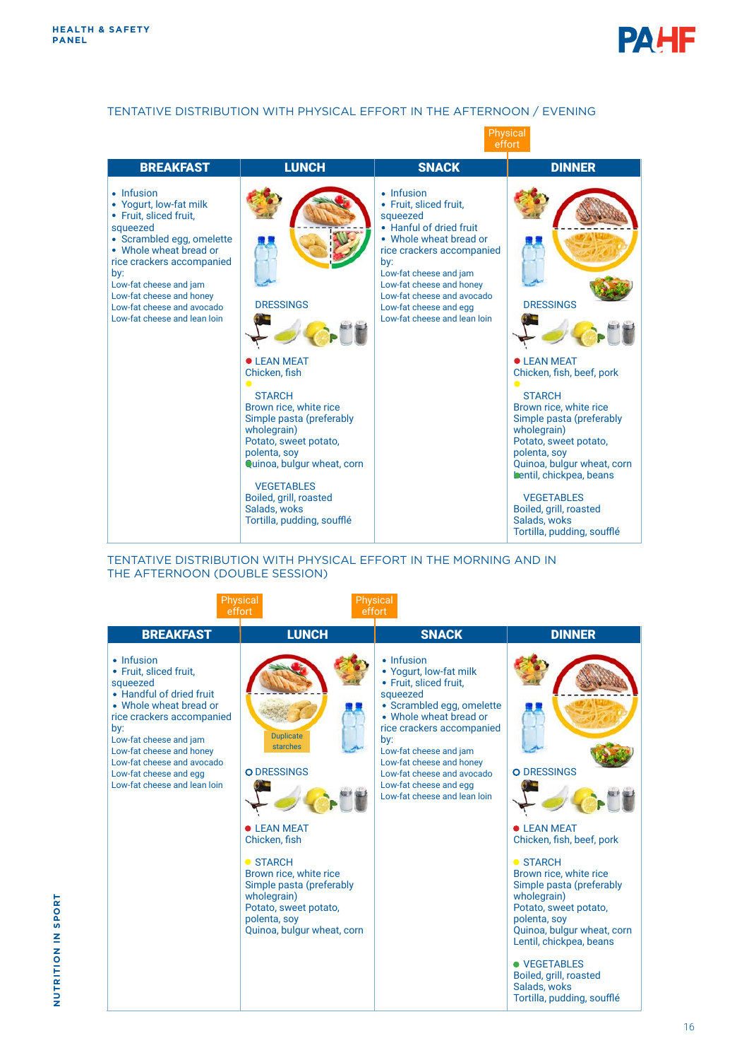## TENTATIVE DISTRIBUTION WITH PHYSICAL EFFORT IN THE AFTERNOON / EVENING

Physical effort (between SNACK and DINNER)

| BREAKFAST | LUNCH | SNACK | DINNER |
|---|---|---|---|
| • Infusion<br>• Yogurt, low-fat milk<br>• Fruit, sliced fruit, squeezed<br>• Scrambled egg, omelette<br>• Whole wheat bread or rice crackers accompanied by:<br>Low-fat cheese and jam<br>Low-fat cheese and honey<br>Low-fat cheese and avocado<br>Low-fat cheese and lean loin | DRESSINGS<br><br>● LEAN MEAT<br>Chicken, fish<br><br>● STARCH<br>Brown rice, white rice<br>Simple pasta (preferably wholegrain)<br>Potato, sweet potato, polenta, soy<br>Quinoa, bulgur wheat, corn<br><br>● VEGETABLES<br>Boiled, grill, roasted<br>Salads, woks<br>Tortilla, pudding, soufflé | • Infusion<br>• Fruit, sliced fruit, squeezed<br>• Hanful of dried fruit<br>• Whole wheat bread or rice crackers accompanied by:<br>Low-fat cheese and jam<br>Low-fat cheese and honey<br>Low-fat cheese and avocado<br>Low-fat cheese and egg<br>Low-fat cheese and lean loin | DRESSINGS<br><br>● LEAN MEAT<br>Chicken, fish, beef, pork<br><br>● STARCH<br>Brown rice, white rice<br>Simple pasta (preferably wholegrain)<br>Potato, sweet potato, polenta, soy<br>Quinoa, bulgur wheat, corn<br>Lentil, chickpea, beans<br><br>● VEGETABLES<br>Boiled, grill, roasted<br>Salads, woks<br>Tortilla, pudding, soufflé |

## TENTATIVE DISTRIBUTION WITH PHYSICAL EFFORT IN THE MORNING AND IN THE AFTERNOON (DOUBLE SESSION)

Physical effort (between BREAKFAST and LUNCH) — Physical effort (between LUNCH and SNACK)

| BREAKFAST | LUNCH | SNACK | DINNER |
|---|---|---|---|
| • Infusion<br>• Fruit, sliced fruit, squeezed<br>• Handful of dried fruit<br>• Whole wheat bread or rice crackers accompanied by:<br>Low-fat cheese and jam<br>Low-fat cheese and honey<br>Low-fat cheese and avocado<br>Low-fat cheese and egg<br>Low-fat cheese and lean loin | Duplicate starches<br><br>○ DRESSINGS<br><br>● LEAN MEAT<br>Chicken, fish<br><br>● STARCH<br>Brown rice, white rice<br>Simple pasta (preferably wholegrain)<br>Potato, sweet potato, polenta, soy<br>Quinoa, bulgur wheat, corn | • Infusion<br>• Yogurt, low-fat milk<br>• Fruit, sliced fruit, squeezed<br>• Scrambled egg, omelette<br>• Whole wheat bread or rice crackers accompanied by:<br>Low-fat cheese and jam<br>Low-fat cheese and honey<br>Low-fat cheese and avocado<br>Low-fat cheese and egg<br>Low-fat cheese and lean loin | ○ DRESSINGS<br><br>● LEAN MEAT<br>Chicken, fish, beef, pork<br><br>● STARCH<br>Brown rice, white rice<br>Simple pasta (preferably wholegrain)<br>Potato, sweet potato, polenta, soy<br>Quinoa, bulgur wheat, corn<br>Lentil, chickpea, beans<br><br>● VEGETABLES<br>Boiled, grill, roasted<br>Salads, woks<br>Tortilla, pudding, soufflé |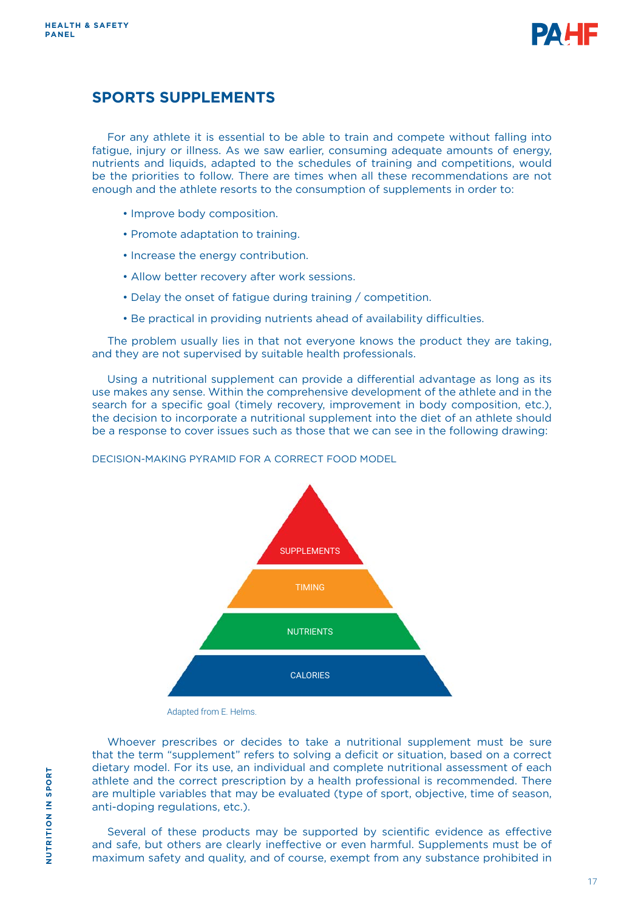## SPORTS SUPPLEMENTS

For any athlete it is essential to be able to train and compete without falling into fatigue, injury or illness. As we saw earlier, consuming adequate amounts of energy, nutrients and liquids, adapted to the schedules of training and competitions, would be the priorities to follow. There are times when all these recommendations are not enough and the athlete resorts to the consumption of supplements in order to:

- Improve body composition.
- Promote adaptation to training.
- Increase the energy contribution.
- Allow better recovery after work sessions.
- Delay the onset of fatigue during training / competition.
- Be practical in providing nutrients ahead of availability difficulties.

The problem usually lies in that not everyone knows the product they are taking, and they are not supervised by suitable health professionals.

Using a nutritional supplement can provide a differential advantage as long as its use makes any sense. Within the comprehensive development of the athlete and in the search for a specific goal (timely recovery, improvement in body composition, etc.), the decision to incorporate a nutritional supplement into the diet of an athlete should be a response to cover issues such as those that we can see in the following drawing:

DECISION-MAKING PYRAMID FOR A CORRECT FOOD MODEL

SUPPLEMENTS

TIMING

NUTRIENTS

CALORIES

Adapted from E. Helms.

Whoever prescribes or decides to take a nutritional supplement must be sure that the term "supplement" refers to solving a deficit or situation, based on a correct dietary model. For its use, an individual and complete nutritional assessment of each athlete and the correct prescription by a health professional is recommended. There are multiple variables that may be evaluated (type of sport, objective, time of season, anti-doping regulations, etc.).

Several of these products may be supported by scientific evidence as effective and safe, but others are clearly ineffective or even harmful. Supplements must be of maximum safety and quality, and of course, exempt from any substance prohibited in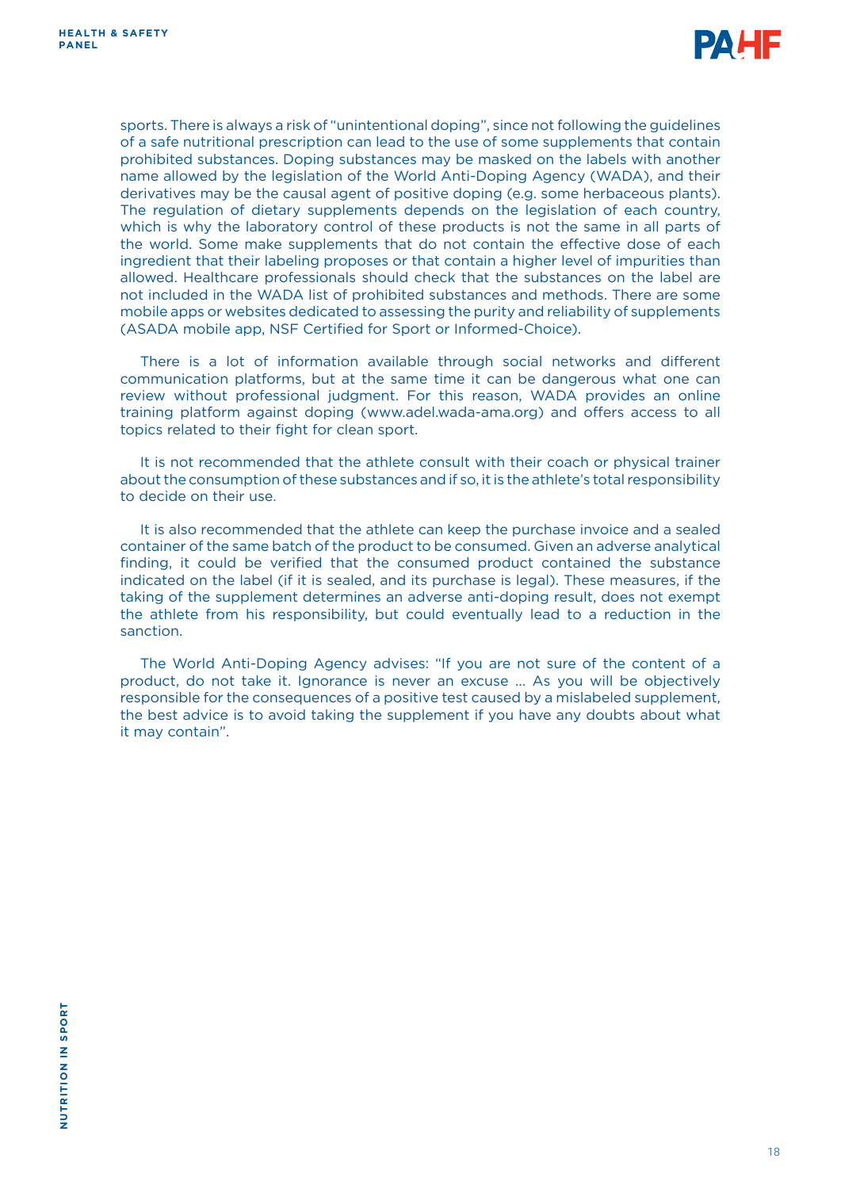sports. There is always a risk of "unintentional doping", since not following the guidelines of a safe nutritional prescription can lead to the use of some supplements that contain prohibited substances. Doping substances may be masked on the labels with another name allowed by the legislation of the World Anti-Doping Agency (WADA), and their derivatives may be the causal agent of positive doping (e.g. some herbaceous plants). The regulation of dietary supplements depends on the legislation of each country, which is why the laboratory control of these products is not the same in all parts of the world. Some make supplements that do not contain the effective dose of each ingredient that their labeling proposes or that contain a higher level of impurities than allowed. Healthcare professionals should check that the substances on the label are not included in the WADA list of prohibited substances and methods. There are some mobile apps or websites dedicated to assessing the purity and reliability of supplements (ASADA mobile app, NSF Certified for Sport or Informed-Choice).

There is a lot of information available through social networks and different communication platforms, but at the same time it can be dangerous what one can review without professional judgment. For this reason, WADA provides an online training platform against doping (www.adel.wada-ama.org) and offers access to all topics related to their fight for clean sport.

It is not recommended that the athlete consult with their coach or physical trainer about the consumption of these substances and if so, it is the athlete's total responsibility to decide on their use.

It is also recommended that the athlete can keep the purchase invoice and a sealed container of the same batch of the product to be consumed. Given an adverse analytical finding, it could be verified that the consumed product contained the substance indicated on the label (if it is sealed, and its purchase is legal). These measures, if the taking of the supplement determines an adverse anti-doping result, does not exempt the athlete from his responsibility, but could eventually lead to a reduction in the sanction.

The World Anti-Doping Agency advises: "If you are not sure of the content of a product, do not take it. Ignorance is never an excuse ... As you will be objectively responsible for the consequences of a positive test caused by a mislabeled supplement, the best advice is to avoid taking the supplement if you have any doubts about what it may contain".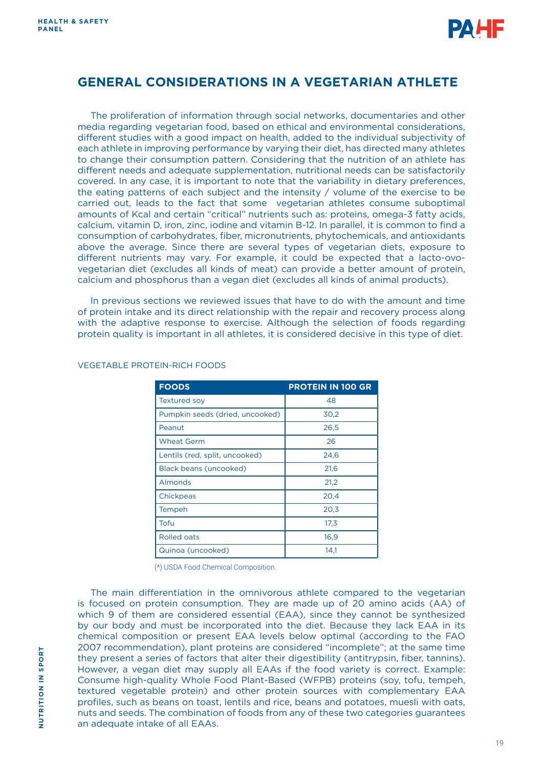## GENERAL CONSIDERATIONS IN A VEGETARIAN ATHLETE

The proliferation of information through social networks, documentaries and other media regarding vegetarian food, based on ethical and environmental considerations, different studies with a good impact on health, added to the individual subjectivity of each athlete in improving performance by varying their diet, has directed many athletes to change their consumption pattern. Considering that the nutrition of an athlete has different needs and adequate supplementation, nutritional needs can be satisfactorily covered. In any case, it is important to note that the variability in dietary preferences, the eating patterns of each subject and the intensity / volume of the exercise to be carried out, leads to the fact that some vegetarian athletes consume suboptimal amounts of Kcal and certain "critical" nutrients such as: proteins, omega-3 fatty acids, calcium, vitamin D, iron, zinc, iodine and vitamin B-12. In parallel, it is common to find a consumption of carbohydrates, fiber, micronutrients, phytochemicals, and antioxidants above the average. Since there are several types of vegetarian diets, exposure to different nutrients may vary. For example, it could be expected that a lacto-ovo-vegetarian diet (excludes all kinds of meat) can provide a better amount of protein, calcium and phosphorus than a vegan diet (excludes all kinds of animal products).

In previous sections we reviewed issues that have to do with the amount and time of protein intake and its direct relationship with the repair and recovery process along with the adaptive response to exercise. Although the selection of foods regarding protein quality is important in all athletes, it is considered decisive in this type of diet.

VEGETABLE PROTEIN-RICH FOODS

| FOODS | PROTEIN IN 100 GR |
|---|---|
| Textured soy | 48 |
| Pumpkin seeds (dried, uncooked) | 30,2 |
| Peanut | 26,5 |
| Wheat Germ | 26 |
| Lentils (red, split, uncooked) | 24,6 |
| Black beans (uncooked) | 21,6 |
| Almonds | 21,2 |
| Chickpeas | 20,4 |
| Tempeh | 20,3 |
| Tofu | 17,3 |
| Rolled oats | 16,9 |
| Quinoa (uncooked) | 14,1 |

(*) USDA Food Chemical Composition.

The main differentiation in the omnivorous athlete compared to the vegetarian is focused on protein consumption. They are made up of 20 amino acids (AA) of which 9 of them are considered essential (EAA), since they cannot be synthesized by our body and must be incorporated into the diet. Because they lack EAA in its chemical composition or present EAA levels below optimal (according to the FAO 2007 recommendation), plant proteins are considered "incomplete"; at the same time they present a series of factors that alter their digestibility (antitrypsin, fiber, tannins). However, a vegan diet may supply all EAAs if the food variety is correct. Example: Consume high-quality Whole Food Plant-Based (WFPB) proteins (soy, tofu, tempeh, textured vegetable protein) and other protein sources with complementary EAA profiles, such as beans on toast, lentils and rice, beans and potatoes, muesli with oats, nuts and seeds. The combination of foods from any of these two categories guarantees an adequate intake of all EAAs.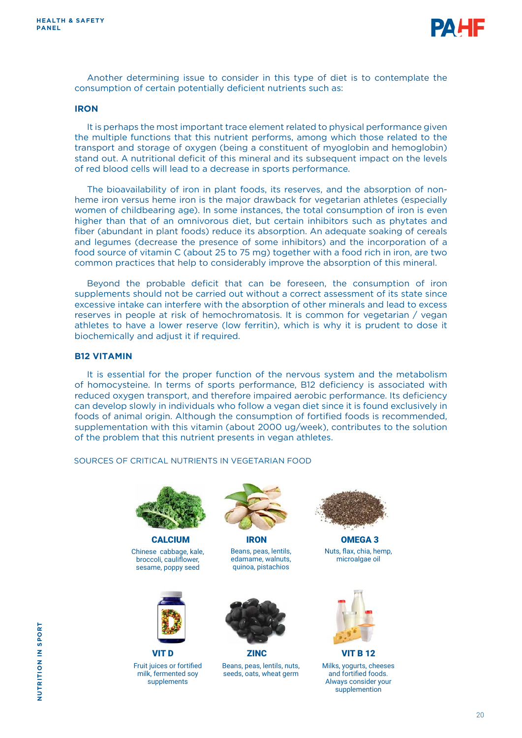Another determining issue to consider in this type of diet is to contemplate the consumption of certain potentially deficient nutrients such as:

## IRON

It is perhaps the most important trace element related to physical performance given the multiple functions that this nutrient performs, among which those related to the transport and storage of oxygen (being a constituent of myoglobin and hemoglobin) stand out. A nutritional deficit of this mineral and its subsequent impact on the levels of red blood cells will lead to a decrease in sports performance.

The bioavailability of iron in plant foods, its reserves, and the absorption of non-heme iron versus heme iron is the major drawback for vegetarian athletes (especially women of childbearing age). In some instances, the total consumption of iron is even higher than that of an omnivorous diet, but certain inhibitors such as phytates and fiber (abundant in plant foods) reduce its absorption. An adequate soaking of cereals and legumes (decrease the presence of some inhibitors) and the incorporation of a food source of vitamin C (about 25 to 75 mg) together with a food rich in iron, are two common practices that help to considerably improve the absorption of this mineral.

Beyond the probable deficit that can be foreseen, the consumption of iron supplements should not be carried out without a correct assessment of its state since excessive intake can interfere with the absorption of other minerals and lead to excess reserves in people at risk of hemochromatosis. It is common for vegetarian / vegan athletes to have a lower reserve (low ferritin), which is why it is prudent to dose it biochemically and adjust it if required.

## B12 VITAMIN

It is essential for the proper function of the nervous system and the metabolism of homocysteine. In terms of sports performance, B12 deficiency is associated with reduced oxygen transport, and therefore impaired aerobic performance. Its deficiency can develop slowly in individuals who follow a vegan diet since it is found exclusively in foods of animal origin. Although the consumption of fortified foods is recommended, supplementation with this vitamin (about 2000 ug/week), contributes to the solution of the problem that this nutrient presents in vegan athletes.

SOURCES OF CRITICAL NUTRIENTS IN VEGETARIAN FOOD

**CALCIUM**
Chinese cabbage, kale, broccoli, cauliflower, sesame, poppy seed

**IRON**
Beans, peas, lentils, edamame, walnuts, quinoa, pistachios

**OMEGA 3**
Nuts, flax, chia, hemp, microalgae oil

**VIT D**
Fruit juices or fortified milk, fermented soy supplements

**ZINC**
Beans, peas, lentils, nuts, seeds, oats, wheat germ

**VIT B 12**
Milks, yogurts, cheeses and fortified foods. Always consider your supplemention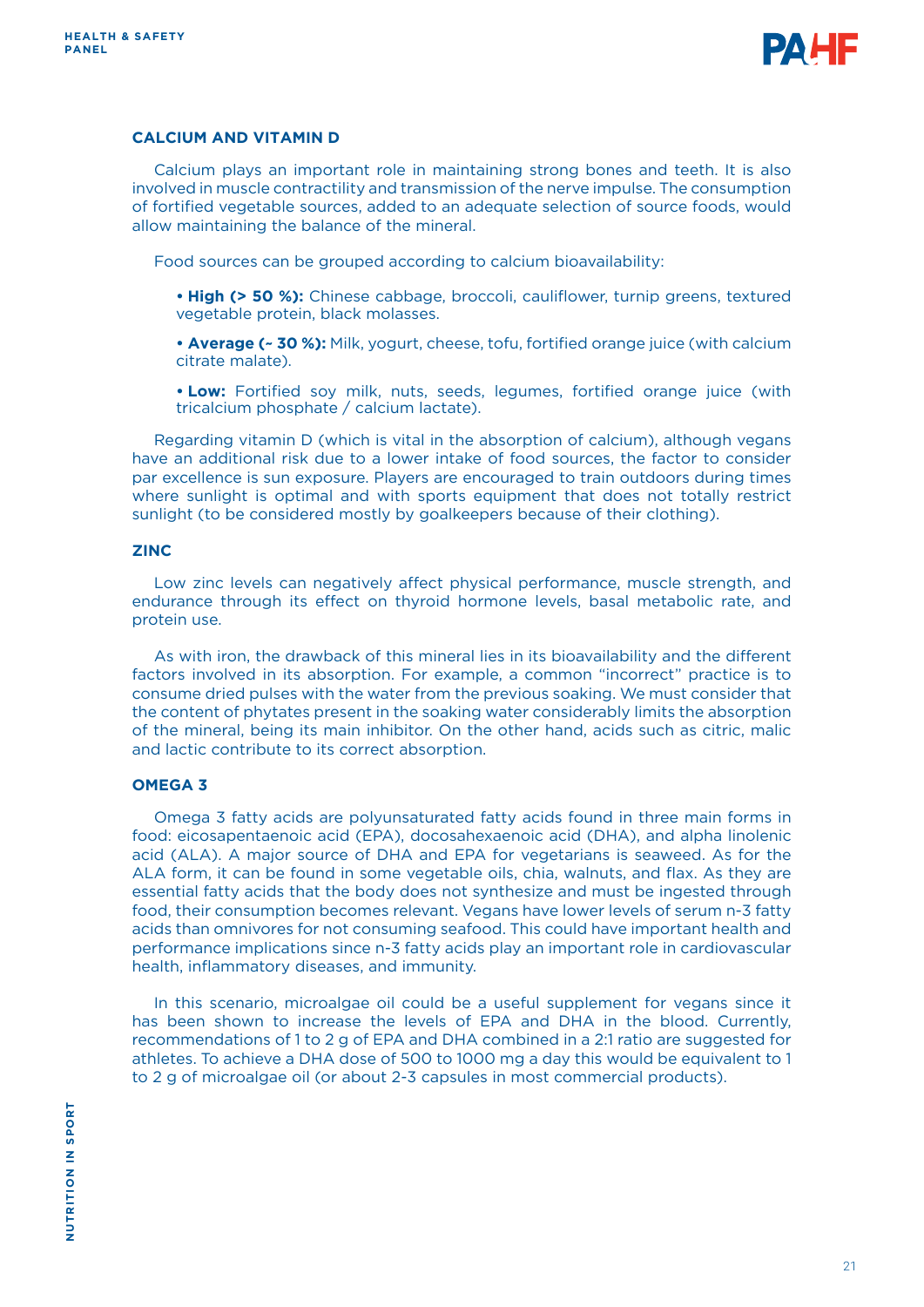### CALCIUM AND VITAMIN D

Calcium plays an important role in maintaining strong bones and teeth. It is also involved in muscle contractility and transmission of the nerve impulse. The consumption of fortified vegetable sources, added to an adequate selection of source foods, would allow maintaining the balance of the mineral.

Food sources can be grouped according to calcium bioavailability:

- **High (> 50 %):** Chinese cabbage, broccoli, cauliflower, turnip greens, textured vegetable protein, black molasses.
- **Average (~ 30 %):** Milk, yogurt, cheese, tofu, fortified orange juice (with calcium citrate malate).
- **Low:** Fortified soy milk, nuts, seeds, legumes, fortified orange juice (with tricalcium phosphate / calcium lactate).

Regarding vitamin D (which is vital in the absorption of calcium), although vegans have an additional risk due to a lower intake of food sources, the factor to consider par excellence is sun exposure. Players are encouraged to train outdoors during times where sunlight is optimal and with sports equipment that does not totally restrict sunlight (to be considered mostly by goalkeepers because of their clothing).

### ZINC

Low zinc levels can negatively affect physical performance, muscle strength, and endurance through its effect on thyroid hormone levels, basal metabolic rate, and protein use.

As with iron, the drawback of this mineral lies in its bioavailability and the different factors involved in its absorption. For example, a common "incorrect" practice is to consume dried pulses with the water from the previous soaking. We must consider that the content of phytates present in the soaking water considerably limits the absorption of the mineral, being its main inhibitor. On the other hand, acids such as citric, malic and lactic contribute to its correct absorption.

### OMEGA 3

Omega 3 fatty acids are polyunsaturated fatty acids found in three main forms in food: eicosapentaenoic acid (EPA), docosahexaenoic acid (DHA), and alpha linolenic acid (ALA). A major source of DHA and EPA for vegetarians is seaweed. As for the ALA form, it can be found in some vegetable oils, chia, walnuts, and flax. As they are essential fatty acids that the body does not synthesize and must be ingested through food, their consumption becomes relevant. Vegans have lower levels of serum n-3 fatty acids than omnivores for not consuming seafood. This could have important health and performance implications since n-3 fatty acids play an important role in cardiovascular health, inflammatory diseases, and immunity.

In this scenario, microalgae oil could be a useful supplement for vegans since it has been shown to increase the levels of EPA and DHA in the blood. Currently, recommendations of 1 to 2 g of EPA and DHA combined in a 2:1 ratio are suggested for athletes. To achieve a DHA dose of 500 to 1000 mg a day this would be equivalent to 1 to 2 g of microalgae oil (or about 2-3 capsules in most commercial products).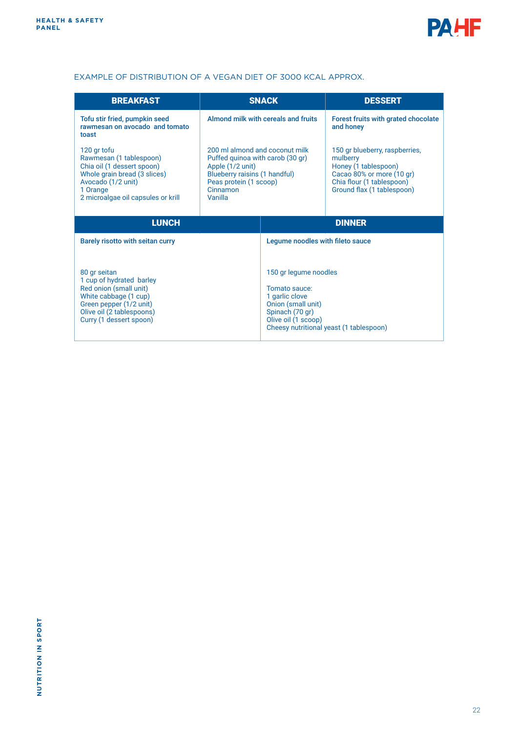EXAMPLE OF DISTRIBUTION OF A VEGAN DIET OF 3000 KCAL APPROX.

| BREAKFAST | SNACK | DESSERT |
|---|---|---|
| **Tofu stir fried, pumpkin seed rawmesan on avocado and tomato toast** | **Almond milk with cereals and fruits** | **Forest fruits with grated chocolate and honey** |
| 120 gr tofu<br>Rawmesan (1 tablespoon)<br>Chia oil (1 dessert spoon)<br>Whole grain bread (3 slices)<br>Avocado (1/2 unit)<br>1 Orange<br>2 microalgae oil capsules or krill | 200 ml almond and coconut milk<br>Puffed quinoa with carob (30 gr)<br>Apple (1/2 unit)<br>Blueberry raisins (1 handful)<br>Peas protein (1 scoop)<br>Cinnamon<br>Vanilla | 150 gr blueberry, raspberries, mulberry<br>Honey (1 tablespoon)<br>Cacao 80% or more (10 gr)<br>Chia flour (1 tablespoon)<br>Ground flax (1 tablespoon) |

| LUNCH | DINNER |
|---|---|
| **Barely risotto with seitan curry** | **Legume noodles with fileto sauce** |
| 80 gr seitan<br>1 cup of hydrated barley<br>Red onion (small unit)<br>White cabbage (1 cup)<br>Green pepper (1/2 unit)<br>Olive oil (2 tablespoons)<br>Curry (1 dessert spoon) | 150 gr legume noodles<br><br>Tomato sauce:<br>1 garlic clove<br>Onion (small unit)<br>Spinach (70 gr)<br>Olive oil (1 scoop)<br>Cheesy nutritional yeast (1 tablespoon) |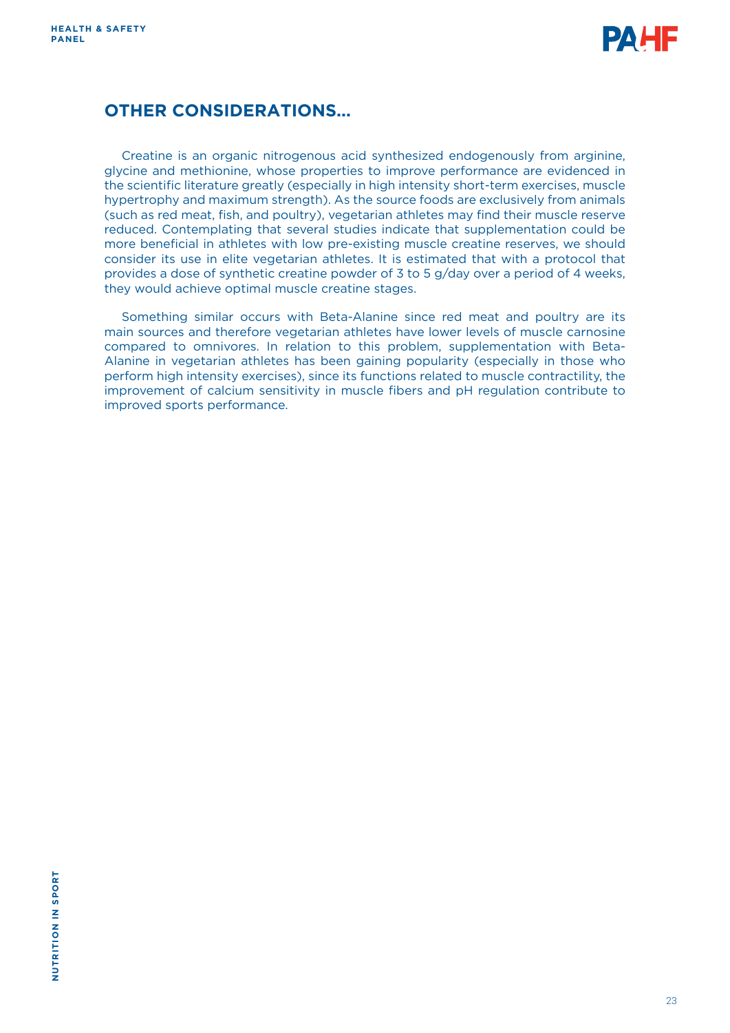## OTHER CONSIDERATIONS...

Creatine is an organic nitrogenous acid synthesized endogenously from arginine, glycine and methionine, whose properties to improve performance are evidenced in the scientific literature greatly (especially in high intensity short-term exercises, muscle hypertrophy and maximum strength). As the source foods are exclusively from animals (such as red meat, fish, and poultry), vegetarian athletes may find their muscle reserve reduced. Contemplating that several studies indicate that supplementation could be more beneficial in athletes with low pre-existing muscle creatine reserves, we should consider its use in elite vegetarian athletes. It is estimated that with a protocol that provides a dose of synthetic creatine powder of 3 to 5 g/day over a period of 4 weeks, they would achieve optimal muscle creatine stages.

Something similar occurs with Beta-Alanine since red meat and poultry are its main sources and therefore vegetarian athletes have lower levels of muscle carnosine compared to omnivores. In relation to this problem, supplementation with Beta-Alanine in vegetarian athletes has been gaining popularity (especially in those who perform high intensity exercises), since its functions related to muscle contractility, the improvement of calcium sensitivity in muscle fibers and pH regulation contribute to improved sports performance.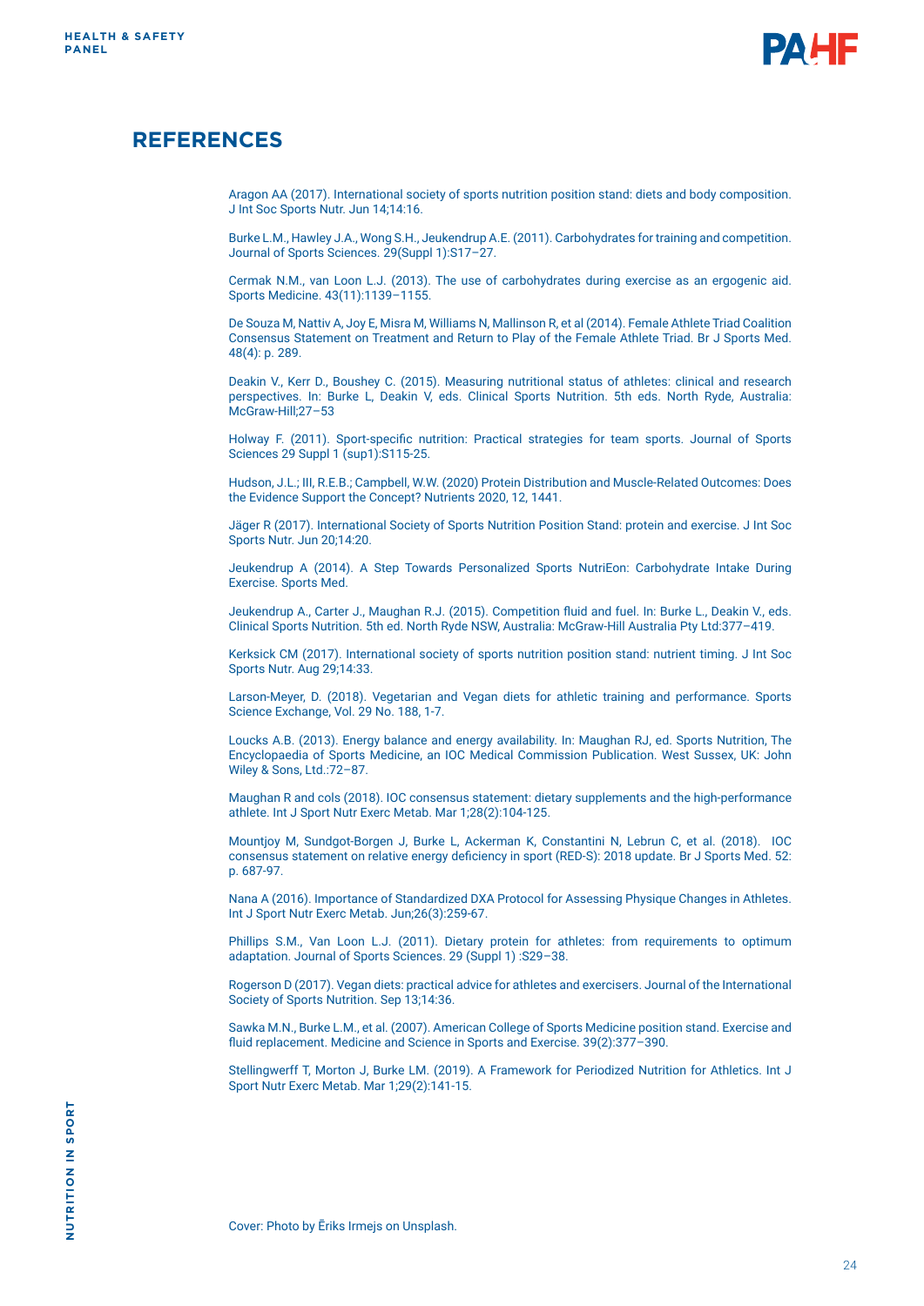## REFERENCES

Aragon AA (2017). International society of sports nutrition position stand: diets and body composition. J Int Soc Sports Nutr. Jun 14;14:16.

Burke L.M., Hawley J.A., Wong S.H., Jeukendrup A.E. (2011). Carbohydrates for training and competition. Journal of Sports Sciences. 29(Suppl 1):S17–27.

Cermak N.M., van Loon L.J. (2013). The use of carbohydrates during exercise as an ergogenic aid. Sports Medicine. 43(11):1139–1155.

De Souza M, Nattiv A, Joy E, Misra M, Williams N, Mallinson R, et al (2014). Female Athlete Triad Coalition Consensus Statement on Treatment and Return to Play of the Female Athlete Triad. Br J Sports Med. 48(4): p. 289.

Deakin V., Kerr D., Boushey C. (2015). Measuring nutritional status of athletes: clinical and research perspectives. In: Burke L, Deakin V, eds. Clinical Sports Nutrition. 5th eds. North Ryde, Australia: McGraw-Hill;27–53

Holway F. (2011). Sport-specific nutrition: Practical strategies for team sports. Journal of Sports Sciences 29 Suppl 1 (sup1):S115-25.

Hudson, J.L.; III, R.E.B.; Campbell, W.W. (2020) Protein Distribution and Muscle-Related Outcomes: Does the Evidence Support the Concept? Nutrients 2020, 12, 1441.

Jäger R (2017). International Society of Sports Nutrition Position Stand: protein and exercise. J Int Soc Sports Nutr. Jun 20;14:20.

Jeukendrup A (2014). A Step Towards Personalized Sports NutriEon: Carbohydrate Intake During Exercise. Sports Med.

Jeukendrup A., Carter J., Maughan R.J. (2015). Competition fluid and fuel. In: Burke L., Deakin V., eds. Clinical Sports Nutrition. 5th ed. North Ryde NSW, Australia: McGraw-Hill Australia Pty Ltd:377–419.

Kerksick CM (2017). International society of sports nutrition position stand: nutrient timing. J Int Soc Sports Nutr. Aug 29;14:33.

Larson-Meyer, D. (2018). Vegetarian and Vegan diets for athletic training and performance. Sports Science Exchange, Vol. 29 No. 188, 1-7.

Loucks A.B. (2013). Energy balance and energy availability. In: Maughan RJ, ed. Sports Nutrition, The Encyclopaedia of Sports Medicine, an IOC Medical Commission Publication. West Sussex, UK: John Wiley & Sons, Ltd.:72–87.

Maughan R and cols (2018). IOC consensus statement: dietary supplements and the high-performance athlete. Int J Sport Nutr Exerc Metab. Mar 1;28(2):104-125.

Mountjoy M, Sundgot-Borgen J, Burke L, Ackerman K, Constantini N, Lebrun C, et al. (2018). IOC consensus statement on relative energy deficiency in sport (RED-S): 2018 update. Br J Sports Med. 52: p. 687-97.

Nana A (2016). Importance of Standardized DXA Protocol for Assessing Physique Changes in Athletes. Int J Sport Nutr Exerc Metab. Jun;26(3):259-67.

Phillips S.M., Van Loon L.J. (2011). Dietary protein for athletes: from requirements to optimum adaptation. Journal of Sports Sciences. 29 (Suppl 1) :S29–38.

Rogerson D (2017). Vegan diets: practical advice for athletes and exercisers. Journal of the International Society of Sports Nutrition. Sep 13;14:36.

Sawka M.N., Burke L.M., et al. (2007). American College of Sports Medicine position stand. Exercise and fluid replacement. Medicine and Science in Sports and Exercise. 39(2):377–390.

Stellingwerff T, Morton J, Burke LM. (2019). A Framework for Periodized Nutrition for Athletics. Int J Sport Nutr Exerc Metab. Mar 1;29(2):141-15.

Cover: Photo by Ēriks Irmejs on Unsplash.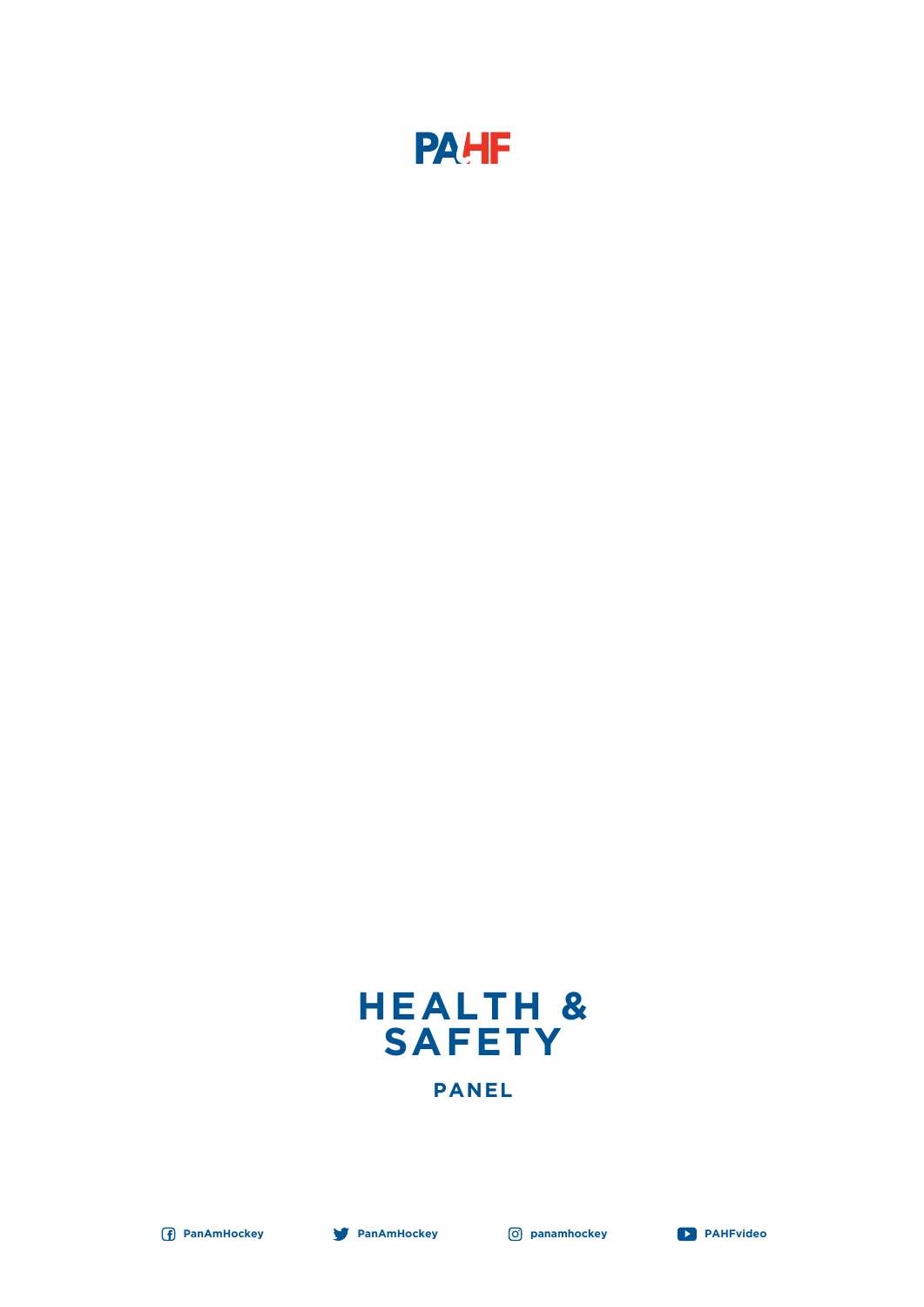PAHF

# HEALTH & SAFETY

## PANEL

PanAmHockey PanAmHockey panamhockey PAHFvideo